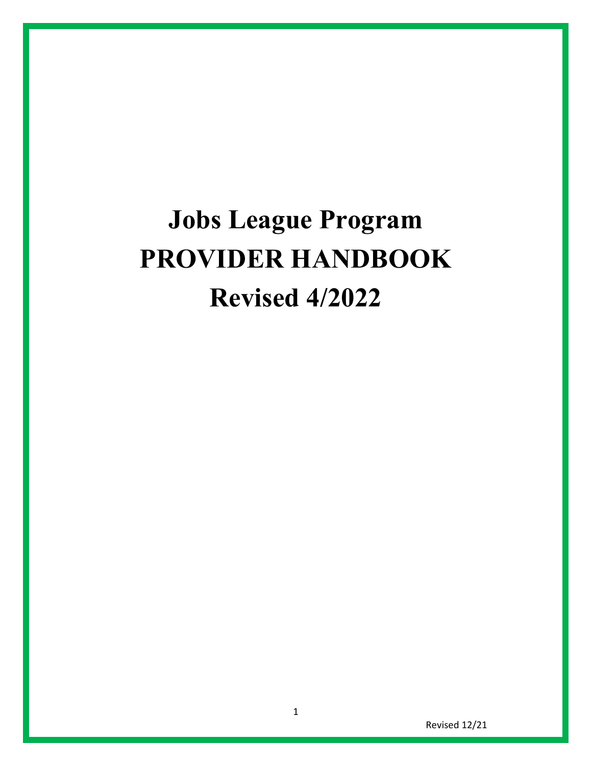# Jobs League Program
# PROVIDER HANDBOOK
# Revised 4/2022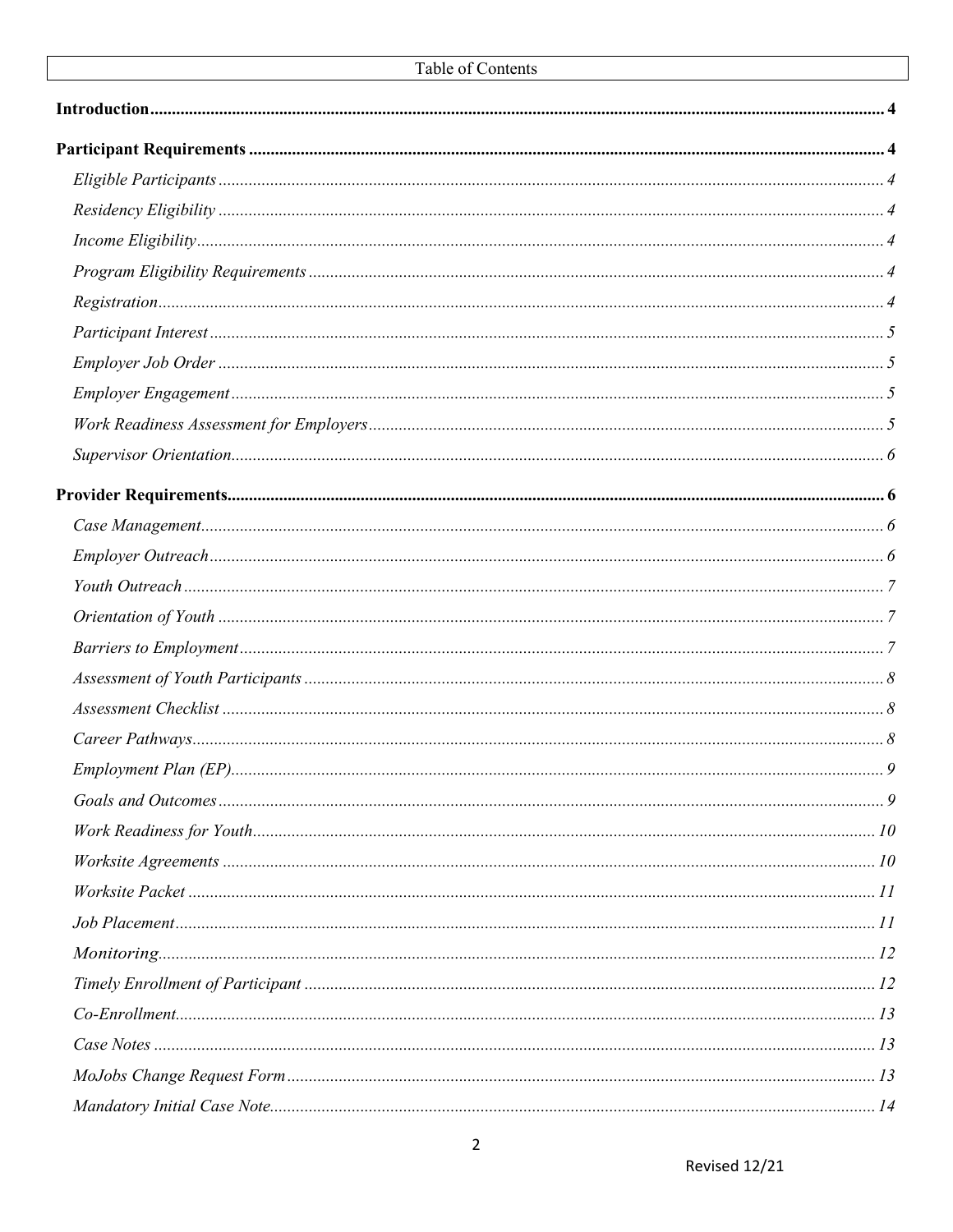# Table of Contents

**Introduction** ........ 4

**Participant Requirements** ........ 4

- *Eligible Participants* ........ 4
- *Residency Eligibility* ........ 4
- *Income Eligibility* ........ 4
- *Program Eligibility Requirements* ........ 4
- *Registration* ........ 4
- *Participant Interest* ........ 5
- *Employer Job Order* ........ 5
- *Employer Engagement* ........ 5
- *Work Readiness Assessment for Employers* ........ 5
- *Supervisor Orientation* ........ 6

**Provider Requirements** ........ 6

- *Case Management* ........ 6
- *Employer Outreach* ........ 6
- *Youth Outreach* ........ 7
- *Orientation of Youth* ........ 7
- *Barriers to Employment* ........ 7
- *Assessment of Youth Participants* ........ 8
- *Assessment Checklist* ........ 8
- *Career Pathways* ........ 8
- *Employment Plan (EP)* ........ 9
- *Goals and Outcomes* ........ 9
- *Work Readiness for Youth* ........ 10
- *Worksite Agreements* ........ 10
- *Worksite Packet* ........ 11
- *Job Placement* ........ 11
- *Monitoring* ........ 12
- *Timely Enrollment of Participant* ........ 12
- *Co-Enrollment* ........ 13
- *Case Notes* ........ 13
- *MoJobs Change Request Form* ........ 13
- *Mandatory Initial Case Note* ........ 14

Revised 12/21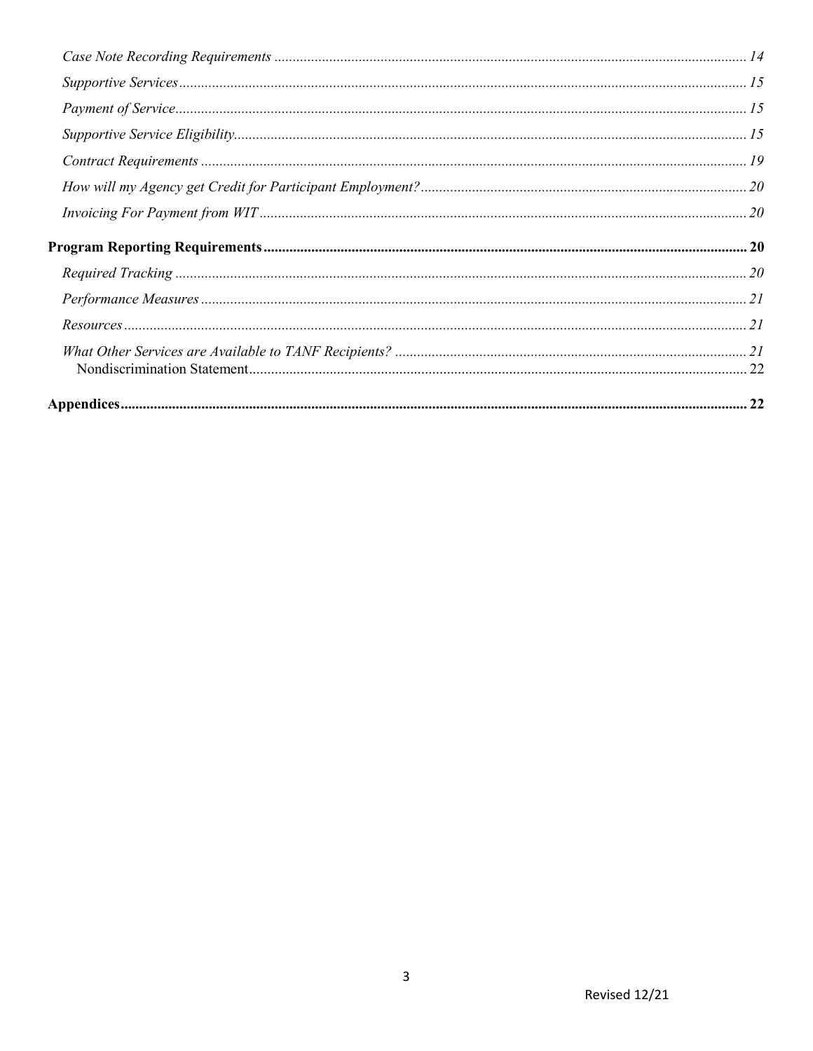*Case Note Recording Requirements* ........ 14

*Supportive Services* ........ 15

*Payment of Service* ........ 15

*Supportive Service Eligibility* ........ 15

*Contract Requirements* ........ 19

*How will my Agency get Credit for Participant Employment?* ........ 20

*Invoicing For Payment from WIT* ........ 20

**Program Reporting Requirements** ........ **20**

*Required Tracking* ........ 20

*Performance Measures* ........ 21

*Resources* ........ 21

*What Other Services are Available to TANF Recipients?* ........ 21

Nondiscrimination Statement ........ 22

**Appendices** ........ **22**

Revised 12/21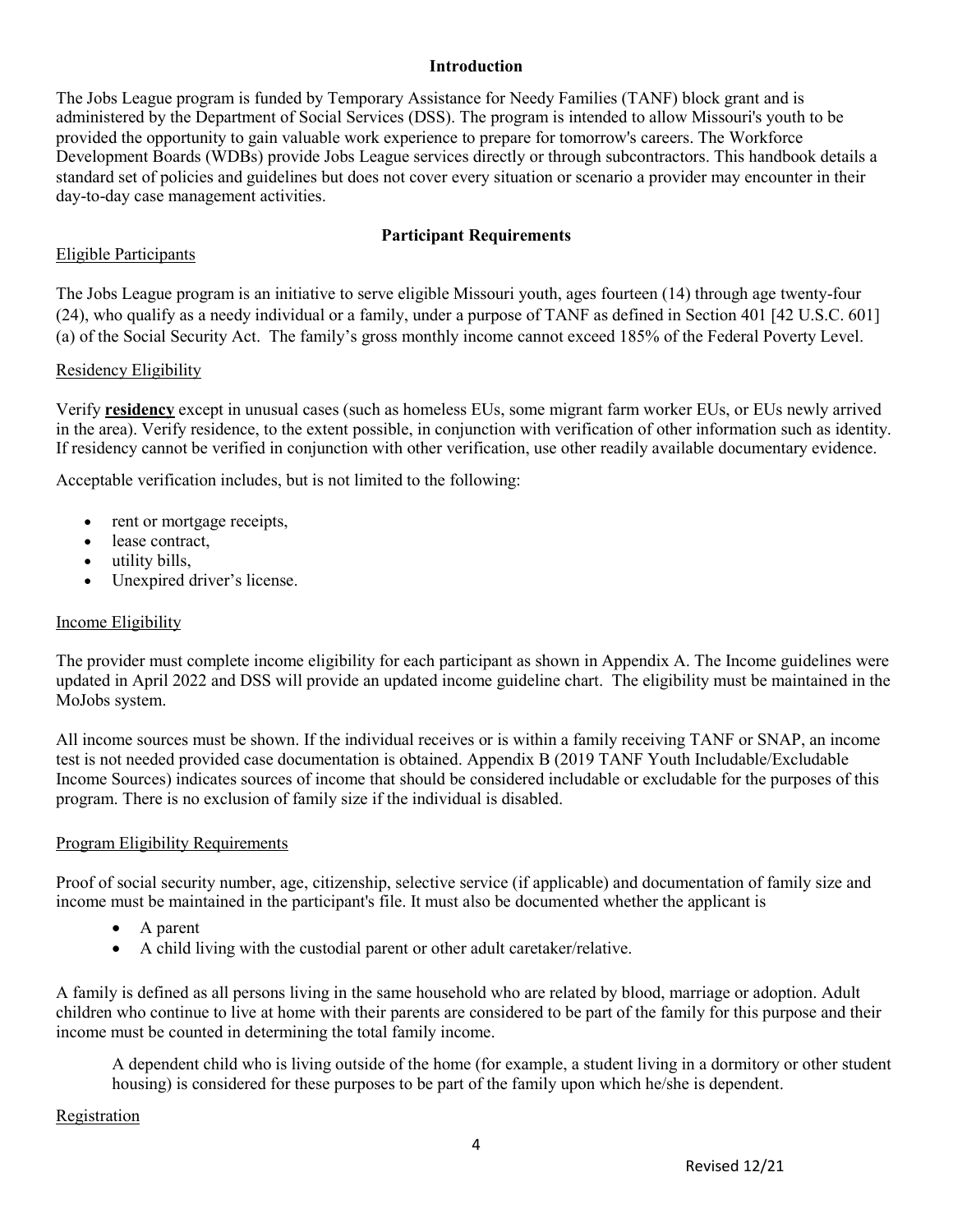## Introduction

The Jobs League program is funded by Temporary Assistance for Needy Families (TANF) block grant and is administered by the Department of Social Services (DSS). The program is intended to allow Missouri's youth to be provided the opportunity to gain valuable work experience to prepare for tomorrow's careers. The Workforce Development Boards (WDBs) provide Jobs League services directly or through subcontractors. This handbook details a standard set of policies and guidelines but does not cover every situation or scenario a provider may encounter in their day-to-day case management activities.

## Participant Requirements

### Eligible Participants

The Jobs League program is an initiative to serve eligible Missouri youth, ages fourteen (14) through age twenty-four (24), who qualify as a needy individual or a family, under a purpose of TANF as defined in Section 401 [42 U.S.C. 601] (a) of the Social Security Act. The family's gross monthly income cannot exceed 185% of the Federal Poverty Level.

### Residency Eligibility

Verify **residency** except in unusual cases (such as homeless EUs, some migrant farm worker EUs, or EUs newly arrived in the area). Verify residence, to the extent possible, in conjunction with verification of other information such as identity. If residency cannot be verified in conjunction with other verification, use other readily available documentary evidence.

Acceptable verification includes, but is not limited to the following:

- rent or mortgage receipts,
- lease contract,
- utility bills,
- Unexpired driver's license.

### Income Eligibility

The provider must complete income eligibility for each participant as shown in Appendix A. The Income guidelines were updated in April 2022 and DSS will provide an updated income guideline chart. The eligibility must be maintained in the MoJobs system.

All income sources must be shown. If the individual receives or is within a family receiving TANF or SNAP, an income test is not needed provided case documentation is obtained. Appendix B (2019 TANF Youth Includable/Excludable Income Sources) indicates sources of income that should be considered includable or excludable for the purposes of this program. There is no exclusion of family size if the individual is disabled.

### Program Eligibility Requirements

Proof of social security number, age, citizenship, selective service (if applicable) and documentation of family size and income must be maintained in the participant's file. It must also be documented whether the applicant is

- A parent
- A child living with the custodial parent or other adult caretaker/relative.

A family is defined as all persons living in the same household who are related by blood, marriage or adoption. Adult children who continue to live at home with their parents are considered to be part of the family for this purpose and their income must be counted in determining the total family income.

> A dependent child who is living outside of the home (for example, a student living in a dormitory or other student housing) is considered for these purposes to be part of the family upon which he/she is dependent.

### Registration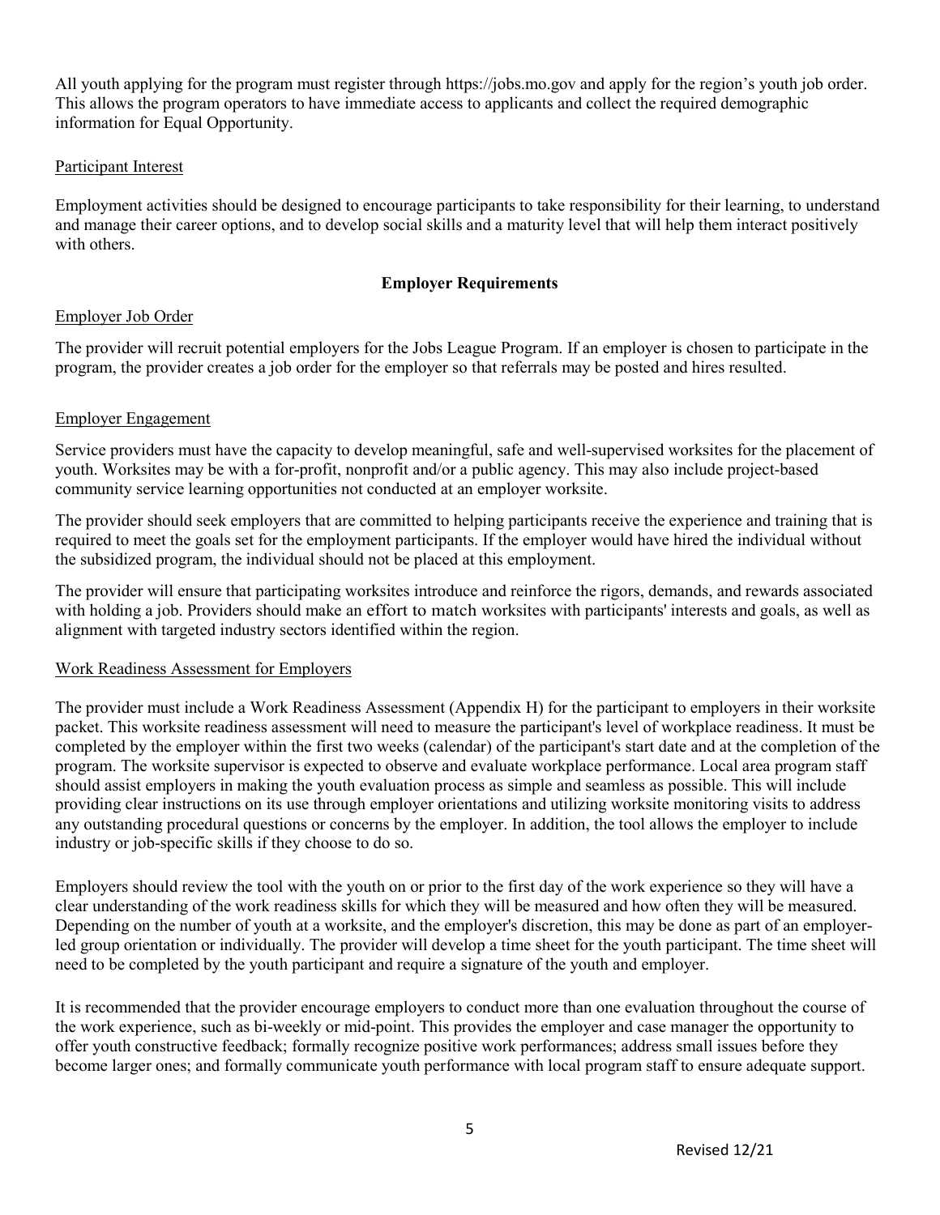All youth applying for the program must register through https://jobs.mo.gov and apply for the region's youth job order. This allows the program operators to have immediate access to applicants and collect the required demographic information for Equal Opportunity.

Participant Interest

Employment activities should be designed to encourage participants to take responsibility for their learning, to understand and manage their career options, and to develop social skills and a maturity level that will help them interact positively with others.

## Employer Requirements

Employer Job Order

The provider will recruit potential employers for the Jobs League Program. If an employer is chosen to participate in the program, the provider creates a job order for the employer so that referrals may be posted and hires resulted.

Employer Engagement

Service providers must have the capacity to develop meaningful, safe and well-supervised worksites for the placement of youth. Worksites may be with a for-profit, nonprofit and/or a public agency. This may also include project-based community service learning opportunities not conducted at an employer worksite.

The provider should seek employers that are committed to helping participants receive the experience and training that is required to meet the goals set for the employment participants. If the employer would have hired the individual without the subsidized program, the individual should not be placed at this employment.

The provider will ensure that participating worksites introduce and reinforce the rigors, demands, and rewards associated with holding a job. Providers should make an effort to match worksites with participants' interests and goals, as well as alignment with targeted industry sectors identified within the region.

Work Readiness Assessment for Employers

The provider must include a Work Readiness Assessment (Appendix H) for the participant to employers in their worksite packet. This worksite readiness assessment will need to measure the participant's level of workplace readiness. It must be completed by the employer within the first two weeks (calendar) of the participant's start date and at the completion of the program. The worksite supervisor is expected to observe and evaluate workplace performance. Local area program staff should assist employers in making the youth evaluation process as simple and seamless as possible. This will include providing clear instructions on its use through employer orientations and utilizing worksite monitoring visits to address any outstanding procedural questions or concerns by the employer. In addition, the tool allows the employer to include industry or job-specific skills if they choose to do so.

Employers should review the tool with the youth on or prior to the first day of the work experience so they will have a clear understanding of the work readiness skills for which they will be measured and how often they will be measured. Depending on the number of youth at a worksite, and the employer's discretion, this may be done as part of an employer-led group orientation or individually. The provider will develop a time sheet for the youth participant. The time sheet will need to be completed by the youth participant and require a signature of the youth and employer.

It is recommended that the provider encourage employers to conduct more than one evaluation throughout the course of the work experience, such as bi-weekly or mid-point. This provides the employer and case manager the opportunity to offer youth constructive feedback; formally recognize positive work performances; address small issues before they become larger ones; and formally communicate youth performance with local program staff to ensure adequate support.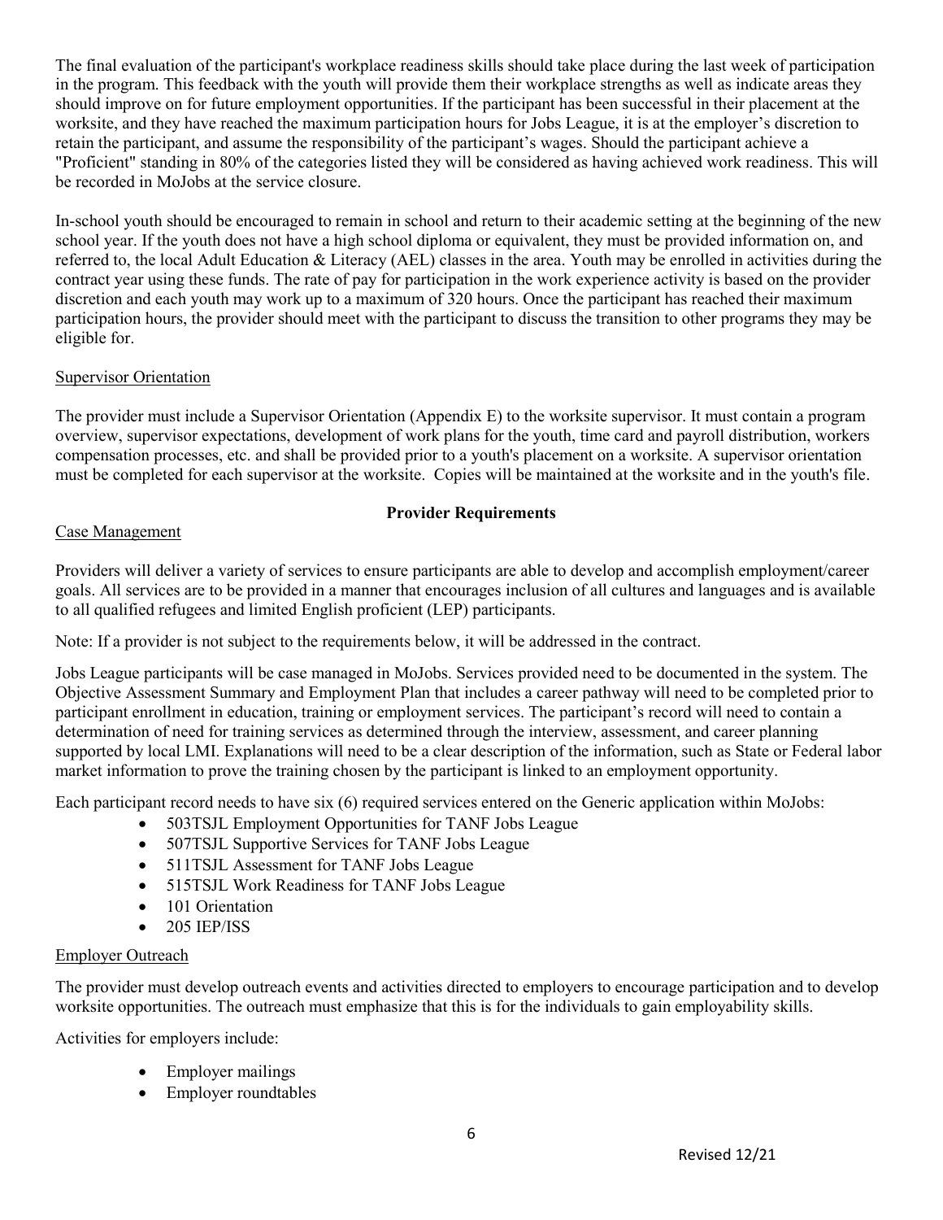The final evaluation of the participant's workplace readiness skills should take place during the last week of participation in the program. This feedback with the youth will provide them their workplace strengths as well as indicate areas they should improve on for future employment opportunities. If the participant has been successful in their placement at the worksite, and they have reached the maximum participation hours for Jobs League, it is at the employer's discretion to retain the participant, and assume the responsibility of the participant's wages. Should the participant achieve a "Proficient" standing in 80% of the categories listed they will be considered as having achieved work readiness. This will be recorded in MoJobs at the service closure.

In-school youth should be encouraged to remain in school and return to their academic setting at the beginning of the new school year. If the youth does not have a high school diploma or equivalent, they must be provided information on, and referred to, the local Adult Education & Literacy (AEL) classes in the area. Youth may be enrolled in activities during the contract year using these funds. The rate of pay for participation in the work experience activity is based on the provider discretion and each youth may work up to a maximum of 320 hours. Once the participant has reached their maximum participation hours, the provider should meet with the participant to discuss the transition to other programs they may be eligible for.

Supervisor Orientation

The provider must include a Supervisor Orientation (Appendix E) to the worksite supervisor. It must contain a program overview, supervisor expectations, development of work plans for the youth, time card and payroll distribution, workers compensation processes, etc. and shall be provided prior to a youth's placement on a worksite. A supervisor orientation must be completed for each supervisor at the worksite. Copies will be maintained at the worksite and in the youth's file.

## Provider Requirements

Case Management

Providers will deliver a variety of services to ensure participants are able to develop and accomplish employment/career goals. All services are to be provided in a manner that encourages inclusion of all cultures and languages and is available to all qualified refugees and limited English proficient (LEP) participants.

Note: If a provider is not subject to the requirements below, it will be addressed in the contract.

Jobs League participants will be case managed in MoJobs. Services provided need to be documented in the system. The Objective Assessment Summary and Employment Plan that includes a career pathway will need to be completed prior to participant enrollment in education, training or employment services. The participant's record will need to contain a determination of need for training services as determined through the interview, assessment, and career planning supported by local LMI. Explanations will need to be a clear description of the information, such as State or Federal labor market information to prove the training chosen by the participant is linked to an employment opportunity.

Each participant record needs to have six (6) required services entered on the Generic application within MoJobs:

- 503TSJL Employment Opportunities for TANF Jobs League
- 507TSJL Supportive Services for TANF Jobs League
- 511TSJL Assessment for TANF Jobs League
- 515TSJL Work Readiness for TANF Jobs League
- 101 Orientation
- 205 IEP/ISS

Employer Outreach

The provider must develop outreach events and activities directed to employers to encourage participation and to develop worksite opportunities. The outreach must emphasize that this is for the individuals to gain employability skills.

Activities for employers include:

- Employer mailings
- Employer roundtables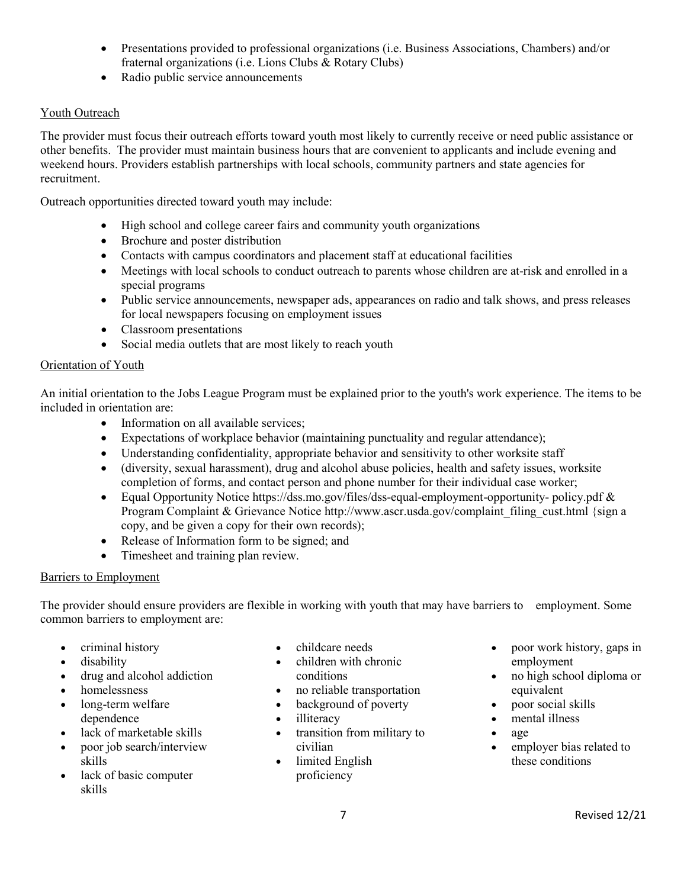- Presentations provided to professional organizations (i.e. Business Associations, Chambers) and/or fraternal organizations (i.e. Lions Clubs & Rotary Clubs)
- Radio public service announcements

## Youth Outreach

The provider must focus their outreach efforts toward youth most likely to currently receive or need public assistance or other benefits. The provider must maintain business hours that are convenient to applicants and include evening and weekend hours. Providers establish partnerships with local schools, community partners and state agencies for recruitment.

Outreach opportunities directed toward youth may include:

- High school and college career fairs and community youth organizations
- Brochure and poster distribution
- Contacts with campus coordinators and placement staff at educational facilities
- Meetings with local schools to conduct outreach to parents whose children are at-risk and enrolled in a special programs
- Public service announcements, newspaper ads, appearances on radio and talk shows, and press releases for local newspapers focusing on employment issues
- Classroom presentations
- Social media outlets that are most likely to reach youth

## Orientation of Youth

An initial orientation to the Jobs League Program must be explained prior to the youth's work experience. The items to be included in orientation are:

- Information on all available services;
- Expectations of workplace behavior (maintaining punctuality and regular attendance);
- Understanding confidentiality, appropriate behavior and sensitivity to other worksite staff
- (diversity, sexual harassment), drug and alcohol abuse policies, health and safety issues, worksite completion of forms, and contact person and phone number for their individual case worker;
- Equal Opportunity Notice https://dss.mo.gov/files/dss-equal-employment-opportunity- policy.pdf & Program Complaint & Grievance Notice http://www.ascr.usda.gov/complaint_filing_cust.html {sign a copy, and be given a copy for their own records);
- Release of Information form to be signed; and
- Timesheet and training plan review.

## Barriers to Employment

The provider should ensure providers are flexible in working with youth that may have barriers to employment. Some common barriers to employment are:

- criminal history
- disability
- drug and alcohol addiction
- homelessness
- long-term welfare dependence
- lack of marketable skills
- poor job search/interview skills
- lack of basic computer skills
- childcare needs
- children with chronic conditions
- no reliable transportation
- background of poverty
- illiteracy
- transition from military to civilian
- limited English proficiency
- poor work history, gaps in employment
- no high school diploma or equivalent
- poor social skills
- mental illness
- age
- employer bias related to these conditions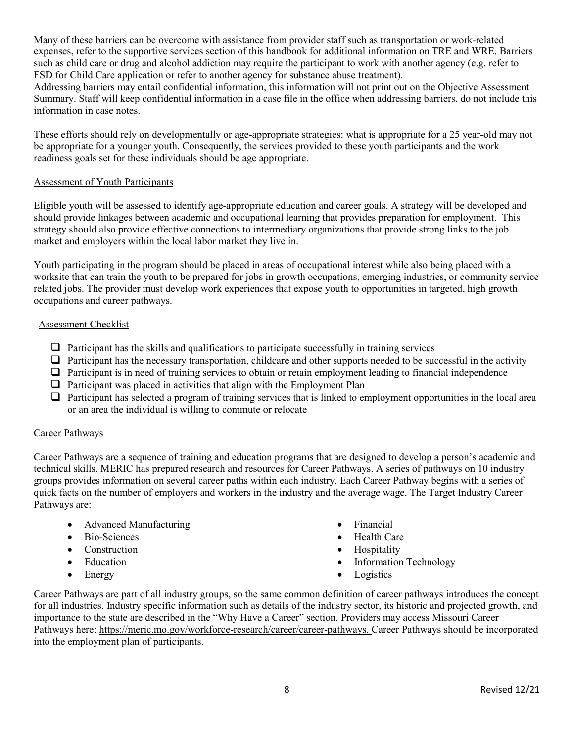Many of these barriers can be overcome with assistance from provider staff such as transportation or work-related expenses, refer to the supportive services section of this handbook for additional information on TRE and WRE. Barriers such as child care or drug and alcohol addiction may require the participant to work with another agency (e.g. refer to FSD for Child Care application or refer to another agency for substance abuse treatment).
Addressing barriers may entail confidential information, this information will not print out on the Objective Assessment Summary. Staff will keep confidential information in a case file in the office when addressing barriers, do not include this information in case notes.

These efforts should rely on developmentally or age-appropriate strategies: what is appropriate for a 25 year-old may not be appropriate for a younger youth. Consequently, the services provided to these youth participants and the work readiness goals set for these individuals should be age appropriate.

## Assessment of Youth Participants

Eligible youth will be assessed to identify age-appropriate education and career goals. A strategy will be developed and should provide linkages between academic and occupational learning that provides preparation for employment. This strategy should also provide effective connections to intermediary organizations that provide strong links to the job market and employers within the local labor market they live in.

Youth participating in the program should be placed in areas of occupational interest while also being placed with a worksite that can train the youth to be prepared for jobs in growth occupations, emerging industries, or community service related jobs. The provider must develop work experiences that expose youth to opportunities in targeted, high growth occupations and career pathways.

### Assessment Checklist

- [ ] Participant has the skills and qualifications to participate successfully in training services
- [ ] Participant has the necessary transportation, childcare and other supports needed to be successful in the activity
- [ ] Participant is in need of training services to obtain or retain employment leading to financial independence
- [ ] Participant was placed in activities that align with the Employment Plan
- [ ] Participant has selected a program of training services that is linked to employment opportunities in the local area or an area the individual is willing to commute or relocate

## Career Pathways

Career Pathways are a sequence of training and education programs that are designed to develop a person's academic and technical skills. MERIC has prepared research and resources for Career Pathways. A series of pathways on 10 industry groups provides information on several career paths within each industry. Each Career Pathway begins with a series of quick facts on the number of employers and workers in the industry and the average wage. The Target Industry Career Pathways are:

- Advanced Manufacturing
- Bio-Sciences
- Construction
- Education
- Energy
- Financial
- Health Care
- Hospitality
- Information Technology
- Logistics

Career Pathways are part of all industry groups, so the same common definition of career pathways introduces the concept for all industries. Industry specific information such as details of the industry sector, its historic and projected growth, and importance to the state are described in the "Why Have a Career" section. Providers may access Missouri Career Pathways here: https://meric.mo.gov/workforce-research/career/career-pathways. Career Pathways should be incorporated into the employment plan of participants.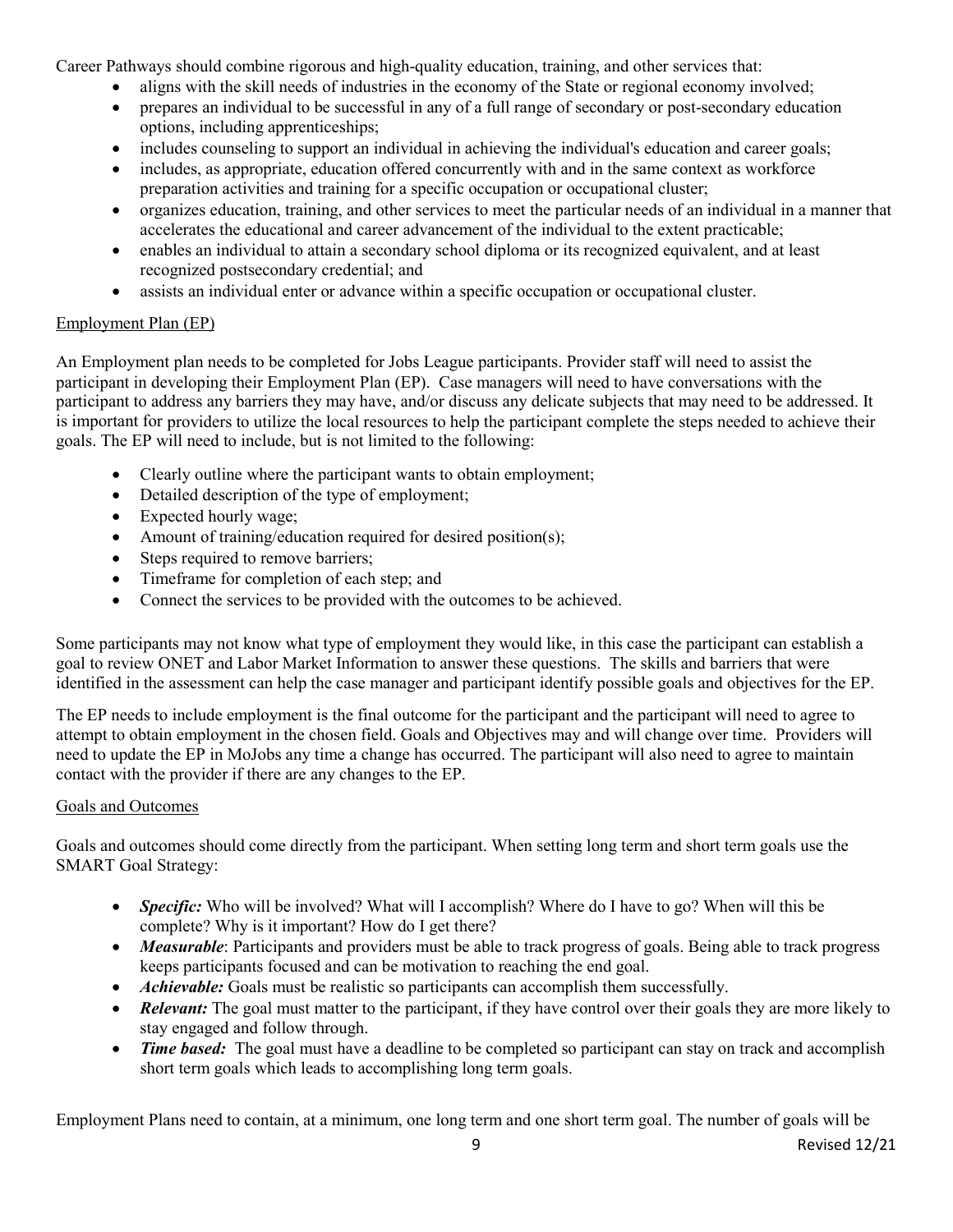Career Pathways should combine rigorous and high-quality education, training, and other services that:

- aligns with the skill needs of industries in the economy of the State or regional economy involved;
- prepares an individual to be successful in any of a full range of secondary or post-secondary education options, including apprenticeships;
- includes counseling to support an individual in achieving the individual's education and career goals;
- includes, as appropriate, education offered concurrently with and in the same context as workforce preparation activities and training for a specific occupation or occupational cluster;
- organizes education, training, and other services to meet the particular needs of an individual in a manner that accelerates the educational and career advancement of the individual to the extent practicable;
- enables an individual to attain a secondary school diploma or its recognized equivalent, and at least recognized postsecondary credential; and
- assists an individual enter or advance within a specific occupation or occupational cluster.

## Employment Plan (EP)

An Employment plan needs to be completed for Jobs League participants. Provider staff will need to assist the participant in developing their Employment Plan (EP). Case managers will need to have conversations with the participant to address any barriers they may have, and/or discuss any delicate subjects that may need to be addressed. It is important for providers to utilize the local resources to help the participant complete the steps needed to achieve their goals. The EP will need to include, but is not limited to the following:

- Clearly outline where the participant wants to obtain employment;
- Detailed description of the type of employment;
- Expected hourly wage;
- Amount of training/education required for desired position(s);
- Steps required to remove barriers;
- Timeframe for completion of each step; and
- Connect the services to be provided with the outcomes to be achieved.

Some participants may not know what type of employment they would like, in this case the participant can establish a goal to review ONET and Labor Market Information to answer these questions. The skills and barriers that were identified in the assessment can help the case manager and participant identify possible goals and objectives for the EP.

The EP needs to include employment is the final outcome for the participant and the participant will need to agree to attempt to obtain employment in the chosen field. Goals and Objectives may and will change over time. Providers will need to update the EP in MoJobs any time a change has occurred. The participant will also need to agree to maintain contact with the provider if there are any changes to the EP.

## Goals and Outcomes

Goals and outcomes should come directly from the participant. When setting long term and short term goals use the SMART Goal Strategy:

- ***Specific:*** Who will be involved? What will I accomplish? Where do I have to go? When will this be complete? Why is it important? How do I get there?
- ***Measurable***: Participants and providers must be able to track progress of goals. Being able to track progress keeps participants focused and can be motivation to reaching the end goal.
- ***Achievable:*** Goals must be realistic so participants can accomplish them successfully.
- ***Relevant:*** The goal must matter to the participant, if they have control over their goals they are more likely to stay engaged and follow through.
- ***Time based:*** The goal must have a deadline to be completed so participant can stay on track and accomplish short term goals which leads to accomplishing long term goals.

Employment Plans need to contain, at a minimum, one long term and one short term goal. The number of goals will be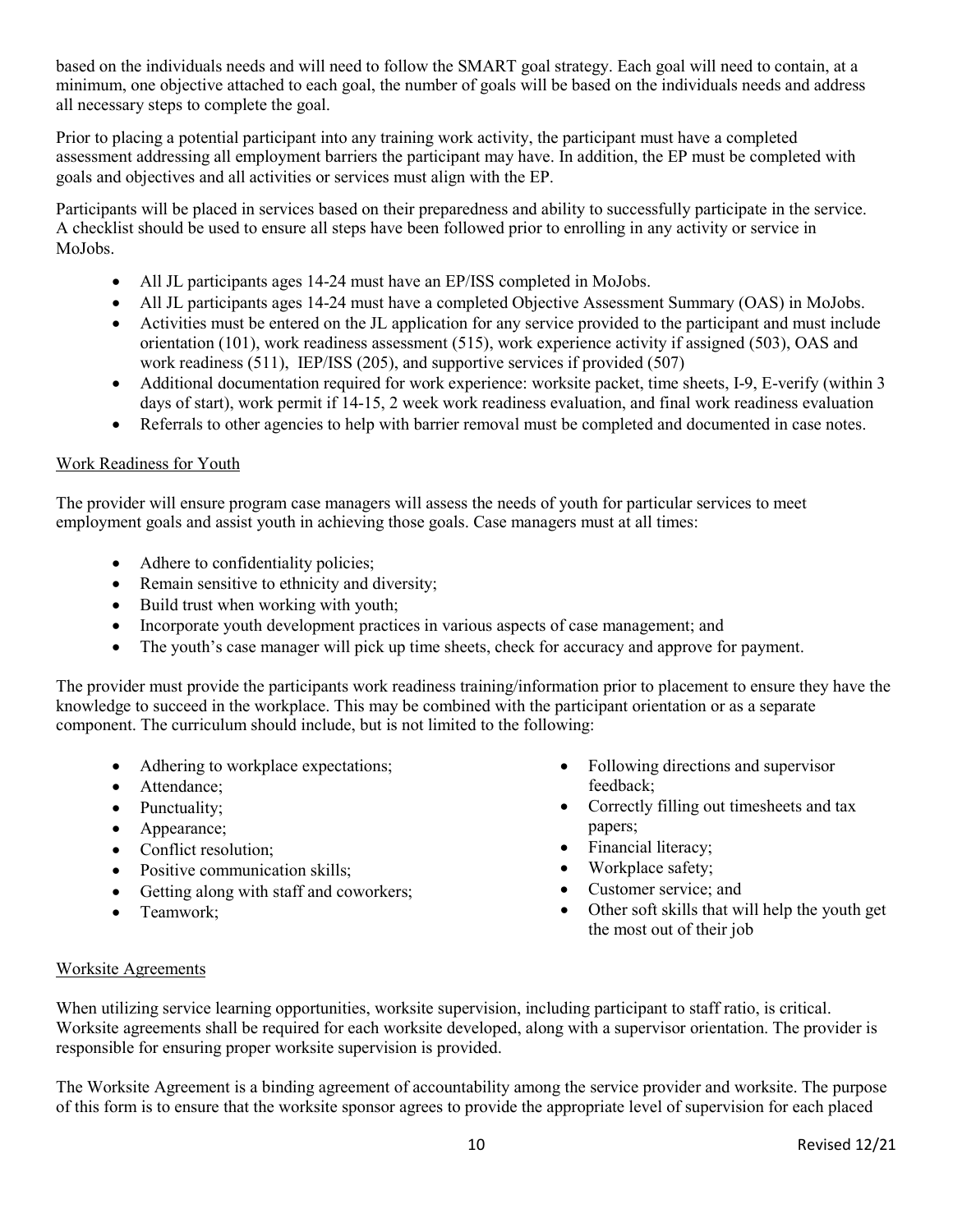based on the individuals needs and will need to follow the SMART goal strategy. Each goal will need to contain, at a minimum, one objective attached to each goal, the number of goals will be based on the individuals needs and address all necessary steps to complete the goal.

Prior to placing a potential participant into any training work activity, the participant must have a completed assessment addressing all employment barriers the participant may have. In addition, the EP must be completed with goals and objectives and all activities or services must align with the EP.

Participants will be placed in services based on their preparedness and ability to successfully participate in the service. A checklist should be used to ensure all steps have been followed prior to enrolling in any activity or service in MoJobs.

- All JL participants ages 14-24 must have an EP/ISS completed in MoJobs.
- All JL participants ages 14-24 must have a completed Objective Assessment Summary (OAS) in MoJobs.
- Activities must be entered on the JL application for any service provided to the participant and must include orientation (101), work readiness assessment (515), work experience activity if assigned (503), OAS and work readiness (511), IEP/ISS (205), and supportive services if provided (507)
- Additional documentation required for work experience: worksite packet, time sheets, I-9, E-verify (within 3 days of start), work permit if 14-15, 2 week work readiness evaluation, and final work readiness evaluation
- Referrals to other agencies to help with barrier removal must be completed and documented in case notes.

## Work Readiness for Youth

The provider will ensure program case managers will assess the needs of youth for particular services to meet employment goals and assist youth in achieving those goals. Case managers must at all times:

- Adhere to confidentiality policies;
- Remain sensitive to ethnicity and diversity;
- Build trust when working with youth;
- Incorporate youth development practices in various aspects of case management; and
- The youth's case manager will pick up time sheets, check for accuracy and approve for payment.

The provider must provide the participants work readiness training/information prior to placement to ensure they have the knowledge to succeed in the workplace. This may be combined with the participant orientation or as a separate component. The curriculum should include, but is not limited to the following:

- Adhering to workplace expectations;
- Attendance;
- Punctuality;
- Appearance;
- Conflict resolution;
- Positive communication skills;
- Getting along with staff and coworkers;
- Teamwork;
- Following directions and supervisor feedback;
- Correctly filling out timesheets and tax papers;
- Financial literacy;
- Workplace safety;
- Customer service; and
- Other soft skills that will help the youth get the most out of their job

## Worksite Agreements

When utilizing service learning opportunities, worksite supervision, including participant to staff ratio, is critical. Worksite agreements shall be required for each worksite developed, along with a supervisor orientation. The provider is responsible for ensuring proper worksite supervision is provided.

The Worksite Agreement is a binding agreement of accountability among the service provider and worksite. The purpose of this form is to ensure that the worksite sponsor agrees to provide the appropriate level of supervision for each placed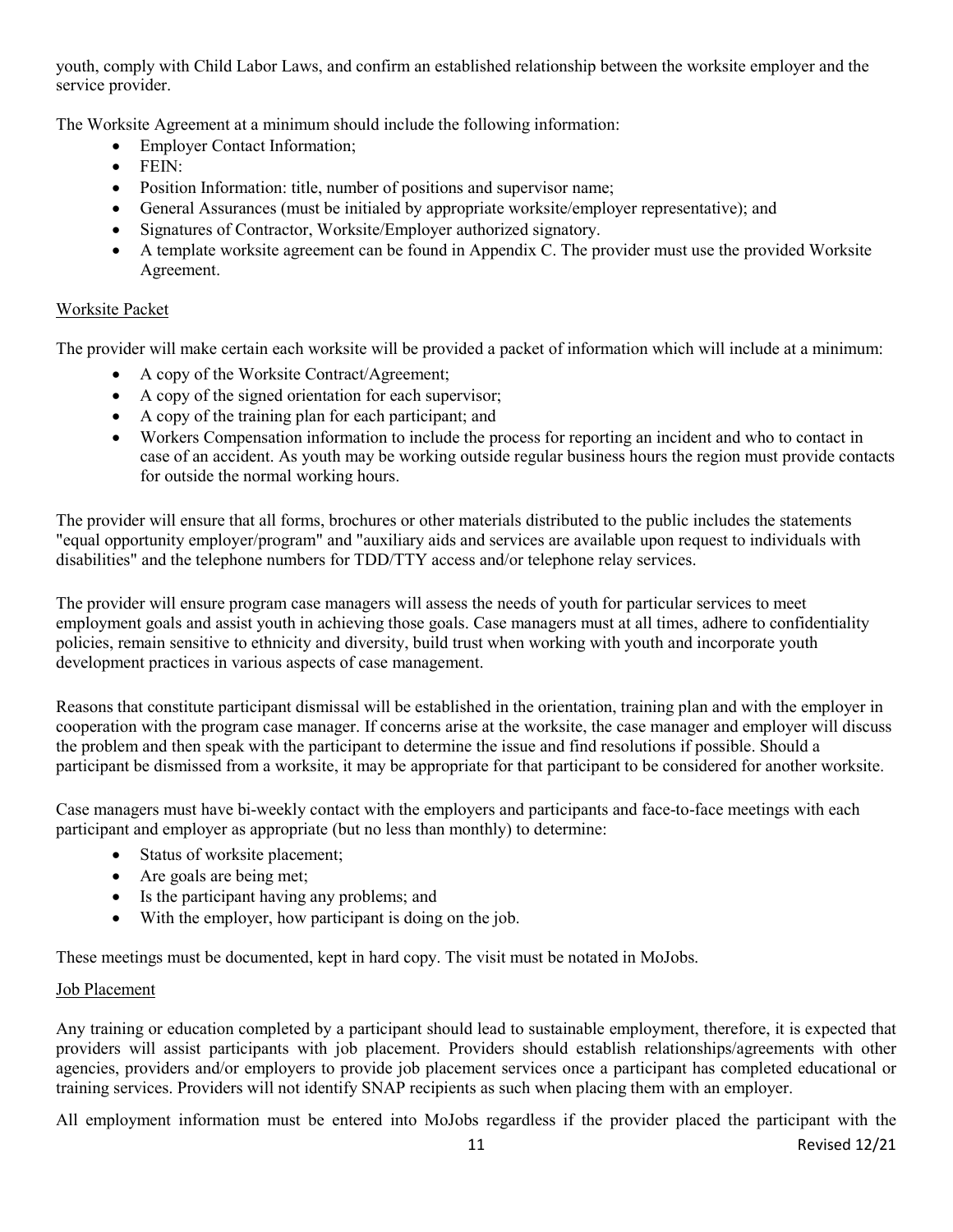youth, comply with Child Labor Laws, and confirm an established relationship between the worksite employer and the service provider.

The Worksite Agreement at a minimum should include the following information:

- Employer Contact Information;
- FEIN:
- Position Information: title, number of positions and supervisor name;
- General Assurances (must be initialed by appropriate worksite/employer representative); and
- Signatures of Contractor, Worksite/Employer authorized signatory.
- A template worksite agreement can be found in Appendix C. The provider must use the provided Worksite Agreement.

Worksite Packet

The provider will make certain each worksite will be provided a packet of information which will include at a minimum:

- A copy of the Worksite Contract/Agreement;
- A copy of the signed orientation for each supervisor;
- A copy of the training plan for each participant; and
- Workers Compensation information to include the process for reporting an incident and who to contact in case of an accident. As youth may be working outside regular business hours the region must provide contacts for outside the normal working hours.

The provider will ensure that all forms, brochures or other materials distributed to the public includes the statements "equal opportunity employer/program" and "auxiliary aids and services are available upon request to individuals with disabilities" and the telephone numbers for TDD/TTY access and/or telephone relay services.

The provider will ensure program case managers will assess the needs of youth for particular services to meet employment goals and assist youth in achieving those goals. Case managers must at all times, adhere to confidentiality policies, remain sensitive to ethnicity and diversity, build trust when working with youth and incorporate youth development practices in various aspects of case management.

Reasons that constitute participant dismissal will be established in the orientation, training plan and with the employer in cooperation with the program case manager. If concerns arise at the worksite, the case manager and employer will discuss the problem and then speak with the participant to determine the issue and find resolutions if possible. Should a participant be dismissed from a worksite, it may be appropriate for that participant to be considered for another worksite.

Case managers must have bi-weekly contact with the employers and participants and face-to-face meetings with each participant and employer as appropriate (but no less than monthly) to determine:

- Status of worksite placement;
- Are goals are being met;
- Is the participant having any problems; and
- With the employer, how participant is doing on the job.

These meetings must be documented, kept in hard copy. The visit must be notated in MoJobs.

Job Placement

Any training or education completed by a participant should lead to sustainable employment, therefore, it is expected that providers will assist participants with job placement. Providers should establish relationships/agreements with other agencies, providers and/or employers to provide job placement services once a participant has completed educational or training services. Providers will not identify SNAP recipients as such when placing them with an employer.

All employment information must be entered into MoJobs regardless if the provider placed the participant with the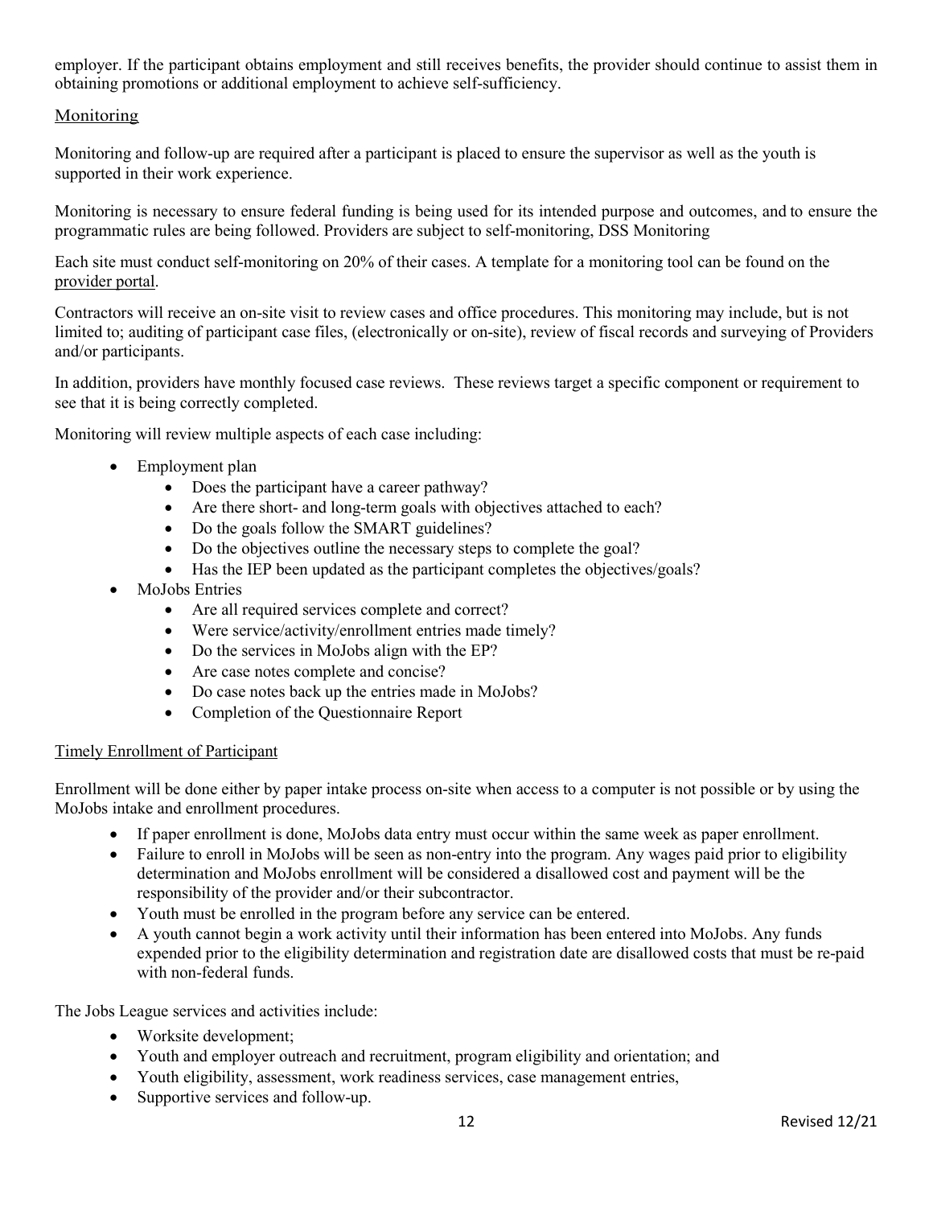employer. If the participant obtains employment and still receives benefits, the provider should continue to assist them in obtaining promotions or additional employment to achieve self-sufficiency.

## Monitoring

Monitoring and follow-up are required after a participant is placed to ensure the supervisor as well as the youth is supported in their work experience.

Monitoring is necessary to ensure federal funding is being used for its intended purpose and outcomes, and to ensure the programmatic rules are being followed. Providers are subject to self-monitoring, DSS Monitoring

Each site must conduct self-monitoring on 20% of their cases. A template for a monitoring tool can be found on the provider portal.

Contractors will receive an on-site visit to review cases and office procedures. This monitoring may include, but is not limited to; auditing of participant case files, (electronically or on-site), review of fiscal records and surveying of Providers and/or participants.

In addition, providers have monthly focused case reviews. These reviews target a specific component or requirement to see that it is being correctly completed.

Monitoring will review multiple aspects of each case including:

- Employment plan
    - Does the participant have a career pathway?
    - Are there short- and long-term goals with objectives attached to each?
    - Do the goals follow the SMART guidelines?
    - Do the objectives outline the necessary steps to complete the goal?
    - Has the IEP been updated as the participant completes the objectives/goals?
- MoJobs Entries
    - Are all required services complete and correct?
    - Were service/activity/enrollment entries made timely?
    - Do the services in MoJobs align with the EP?
    - Are case notes complete and concise?
    - Do case notes back up the entries made in MoJobs?
    - Completion of the Questionnaire Report

## Timely Enrollment of Participant

Enrollment will be done either by paper intake process on-site when access to a computer is not possible or by using the MoJobs intake and enrollment procedures.

- If paper enrollment is done, MoJobs data entry must occur within the same week as paper enrollment.
- Failure to enroll in MoJobs will be seen as non-entry into the program. Any wages paid prior to eligibility determination and MoJobs enrollment will be considered a disallowed cost and payment will be the responsibility of the provider and/or their subcontractor.
- Youth must be enrolled in the program before any service can be entered.
- A youth cannot begin a work activity until their information has been entered into MoJobs. Any funds expended prior to the eligibility determination and registration date are disallowed costs that must be re-paid with non-federal funds.

The Jobs League services and activities include:

- Worksite development;
- Youth and employer outreach and recruitment, program eligibility and orientation; and
- Youth eligibility, assessment, work readiness services, case management entries,
- Supportive services and follow-up.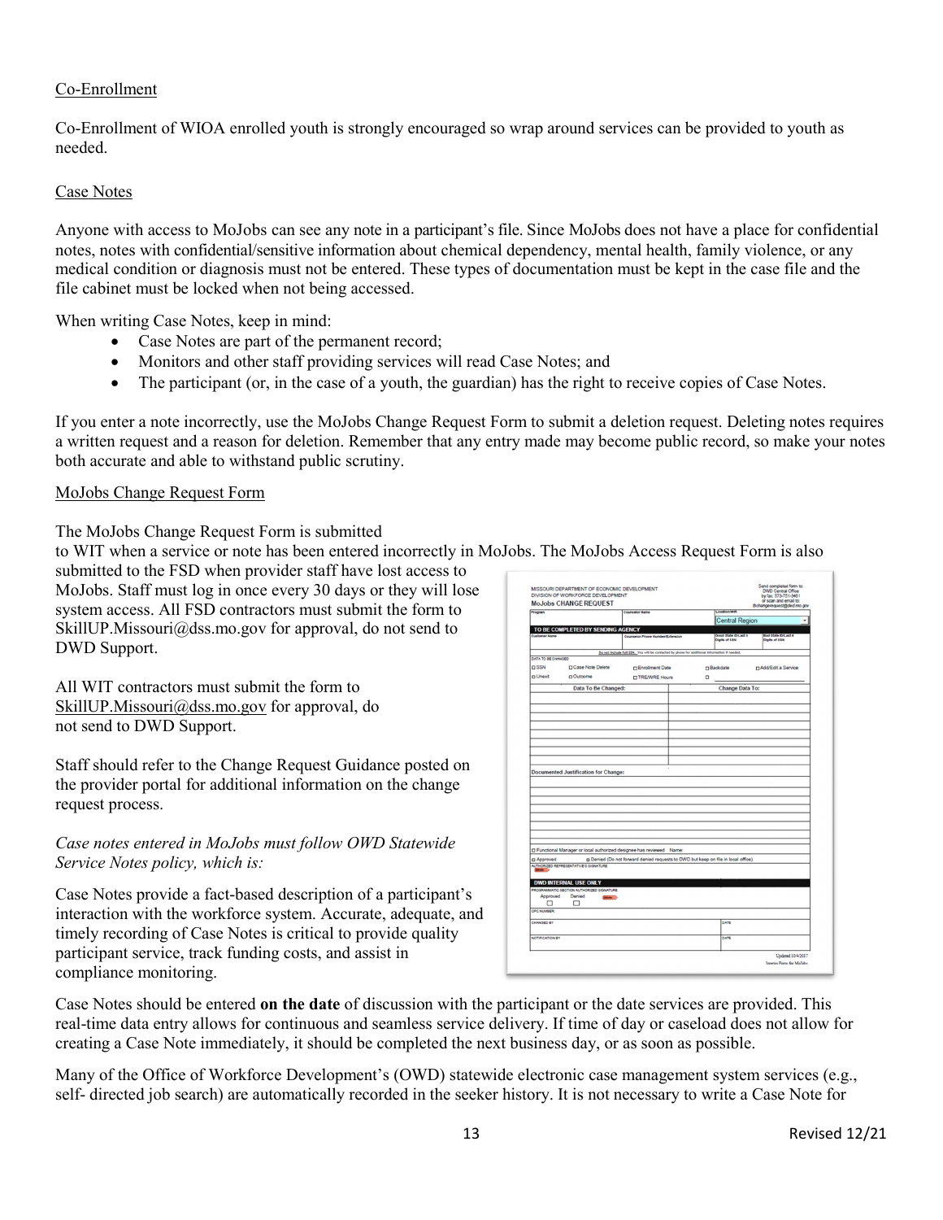Co-Enrollment

Co-Enrollment of WIOA enrolled youth is strongly encouraged so wrap around services can be provided to youth as needed.

Case Notes

Anyone with access to MoJobs can see any note in a participant's file. Since MoJobs does not have a place for confidential notes, notes with confidential/sensitive information about chemical dependency, mental health, family violence, or any medical condition or diagnosis must not be entered. These types of documentation must be kept in the case file and the file cabinet must be locked when not being accessed.

When writing Case Notes, keep in mind:

- Case Notes are part of the permanent record;
- Monitors and other staff providing services will read Case Notes; and
- The participant (or, in the case of a youth, the guardian) has the right to receive copies of Case Notes.

If you enter a note incorrectly, use the MoJobs Change Request Form to submit a deletion request. Deleting notes requires a written request and a reason for deletion. Remember that any entry made may become public record, so make your notes both accurate and able to withstand public scrutiny.

MoJobs Change Request Form

The MoJobs Change Request Form is submitted to WIT when a service or note has been entered incorrectly in MoJobs. The MoJobs Access Request Form is also submitted to the FSD when provider staff have lost access to MoJobs. Staff must log in once every 30 days or they will lose system access. All FSD contractors must submit the form to SkillUP.Missouri@dss.mo.gov for approval, do not send to DWD Support.

All WIT contractors must submit the form to SkillUP.Missouri@dss.mo.gov for approval, do not send to DWD Support.

Staff should refer to the Change Request Guidance posted on the provider portal for additional information on the change request process.

*Case notes entered in MoJobs must follow OWD Statewide Service Notes policy, which is:*

Case Notes provide a fact-based description of a participant's interaction with the workforce system. Accurate, adequate, and timely recording of Case Notes is critical to provide quality participant service, track funding costs, and assist in compliance monitoring.

Case Notes should be entered **on the date** of discussion with the participant or the date services are provided. This real-time data entry allows for continuous and seamless service delivery. If time of day or caseload does not allow for creating a Case Note immediately, it should be completed the next business day, or as soon as possible.

Many of the Office of Workforce Development's (OWD) statewide electronic case management system services (e.g., self- directed job search) are automatically recorded in the seeker history. It is not necessary to write a Case Note for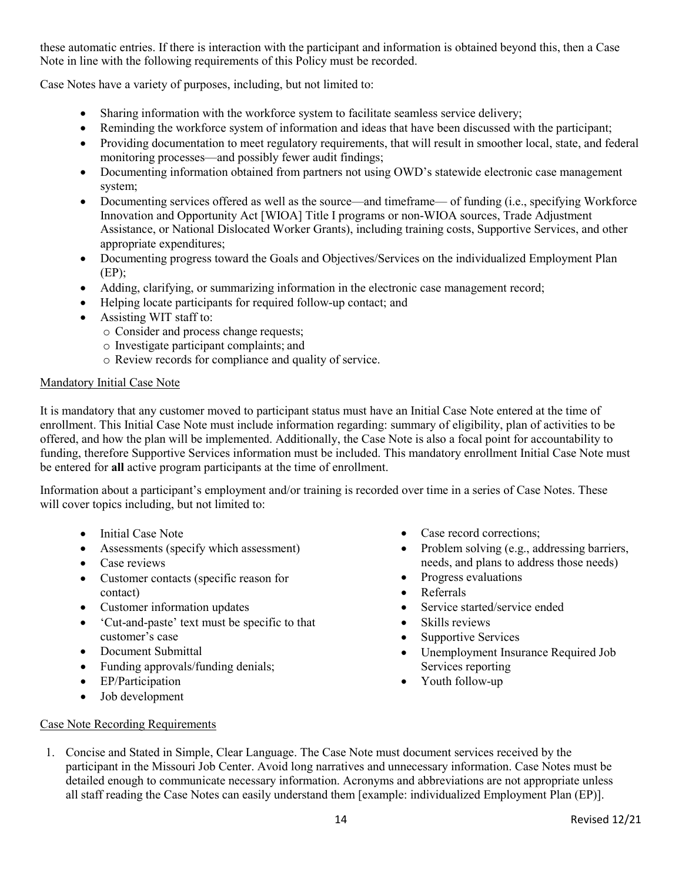these automatic entries. If there is interaction with the participant and information is obtained beyond this, then a Case Note in line with the following requirements of this Policy must be recorded.

Case Notes have a variety of purposes, including, but not limited to:

- Sharing information with the workforce system to facilitate seamless service delivery;
- Reminding the workforce system of information and ideas that have been discussed with the participant;
- Providing documentation to meet regulatory requirements, that will result in smoother local, state, and federal monitoring processes—and possibly fewer audit findings;
- Documenting information obtained from partners not using OWD's statewide electronic case management system;
- Documenting services offered as well as the source—and timeframe— of funding (i.e., specifying Workforce Innovation and Opportunity Act [WIOA] Title I programs or non-WIOA sources, Trade Adjustment Assistance, or National Dislocated Worker Grants), including training costs, Supportive Services, and other appropriate expenditures;
- Documenting progress toward the Goals and Objectives/Services on the individualized Employment Plan (EP);
- Adding, clarifying, or summarizing information in the electronic case management record;
- Helping locate participants for required follow-up contact; and
- Assisting WIT staff to:
  - Consider and process change requests;
  - Investigate participant complaints; and
  - Review records for compliance and quality of service.

Mandatory Initial Case Note

It is mandatory that any customer moved to participant status must have an Initial Case Note entered at the time of enrollment. This Initial Case Note must include information regarding: summary of eligibility, plan of activities to be offered, and how the plan will be implemented. Additionally, the Case Note is also a focal point for accountability to funding, therefore Supportive Services information must be included. This mandatory enrollment Initial Case Note must be entered for **all** active program participants at the time of enrollment.

Information about a participant's employment and/or training is recorded over time in a series of Case Notes. These will cover topics including, but not limited to:

- Initial Case Note
- Assessments (specify which assessment)
- Case reviews
- Customer contacts (specific reason for contact)
- Customer information updates
- 'Cut-and-paste' text must be specific to that customer's case
- Document Submittal
- Funding approvals/funding denials;
- EP/Participation
- Job development
- Case record corrections;
- Problem solving (e.g., addressing barriers, needs, and plans to address those needs)
- Progress evaluations
- Referrals
- Service started/service ended
- Skills reviews
- Supportive Services
- Unemployment Insurance Required Job Services reporting
- Youth follow-up

Case Note Recording Requirements

1. Concise and Stated in Simple, Clear Language. The Case Note must document services received by the participant in the Missouri Job Center. Avoid long narratives and unnecessary information. Case Notes must be detailed enough to communicate necessary information. Acronyms and abbreviations are not appropriate unless all staff reading the Case Notes can easily understand them [example: individualized Employment Plan (EP)].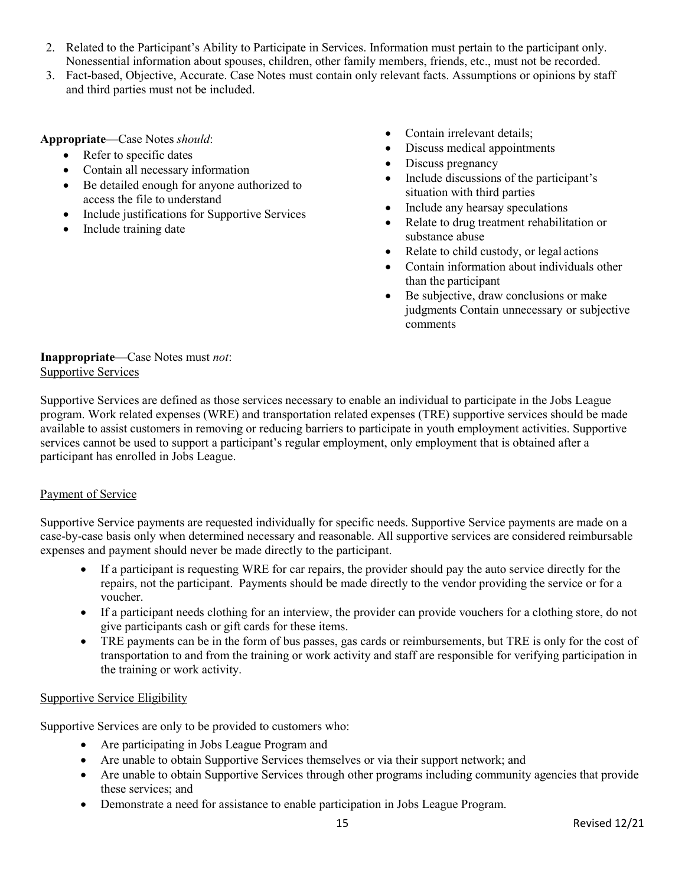2. Related to the Participant's Ability to Participate in Services. Information must pertain to the participant only. Nonessential information about spouses, children, other family members, friends, etc., must not be recorded.
3. Fact-based, Objective, Accurate. Case Notes must contain only relevant facts. Assumptions or opinions by staff and third parties must not be included.

**Appropriate**—Case Notes *should*:

- Refer to specific dates
- Contain all necessary information
- Be detailed enough for anyone authorized to access the file to understand
- Include justifications for Supportive Services
- Include training date

**Inappropriate**—Case Notes must *not*:

- Contain irrelevant details;
- Discuss medical appointments
- Discuss pregnancy
- Include discussions of the participant's situation with third parties
- Include any hearsay speculations
- Relate to drug treatment rehabilitation or substance abuse
- Relate to child custody, or legal actions
- Contain information about individuals other than the participant
- Be subjective, draw conclusions or make judgments Contain unnecessary or subjective comments

Supportive Services

Supportive Services are defined as those services necessary to enable an individual to participate in the Jobs League program. Work related expenses (WRE) and transportation related expenses (TRE) supportive services should be made available to assist customers in removing or reducing barriers to participate in youth employment activities. Supportive services cannot be used to support a participant's regular employment, only employment that is obtained after a participant has enrolled in Jobs League.

Payment of Service

Supportive Service payments are requested individually for specific needs. Supportive Service payments are made on a case-by-case basis only when determined necessary and reasonable. All supportive services are considered reimbursable expenses and payment should never be made directly to the participant.

- If a participant is requesting WRE for car repairs, the provider should pay the auto service directly for the repairs, not the participant. Payments should be made directly to the vendor providing the service or for a voucher.
- If a participant needs clothing for an interview, the provider can provide vouchers for a clothing store, do not give participants cash or gift cards for these items.
- TRE payments can be in the form of bus passes, gas cards or reimbursements, but TRE is only for the cost of transportation to and from the training or work activity and staff are responsible for verifying participation in the training or work activity.

Supportive Service Eligibility

Supportive Services are only to be provided to customers who:

- Are participating in Jobs League Program and
- Are unable to obtain Supportive Services themselves or via their support network; and
- Are unable to obtain Supportive Services through other programs including community agencies that provide these services; and
- Demonstrate a need for assistance to enable participation in Jobs League Program.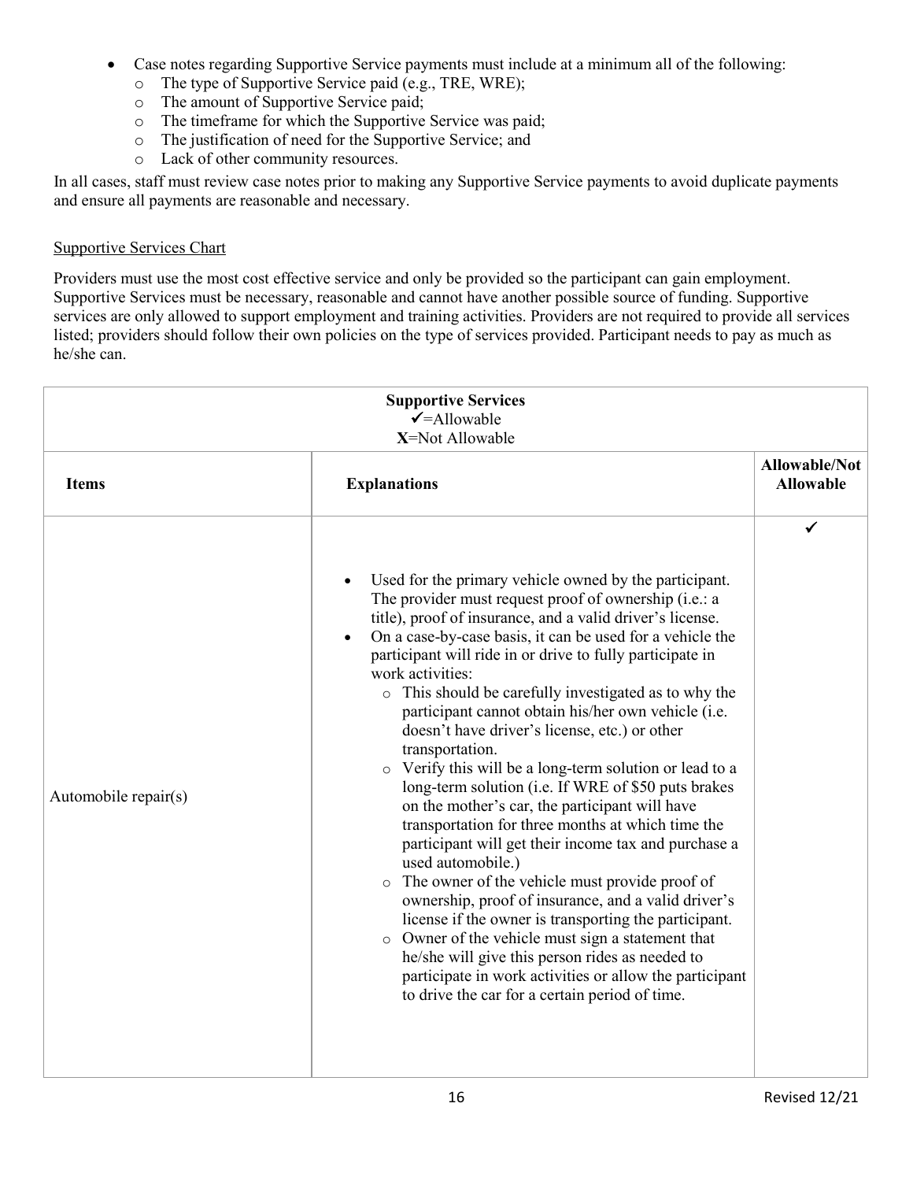- Case notes regarding Supportive Service payments must include at a minimum all of the following:
  - The type of Supportive Service paid (e.g., TRE, WRE);
  - The amount of Supportive Service paid;
  - The timeframe for which the Supportive Service was paid;
  - The justification of need for the Supportive Service; and
  - Lack of other community resources.

In all cases, staff must review case notes prior to making any Supportive Service payments to avoid duplicate payments and ensure all payments are reasonable and necessary.

<u>Supportive Services Chart</u>

Providers must use the most cost effective service and only be provided so the participant can gain employment. Supportive Services must be necessary, reasonable and cannot have another possible source of funding. Supportive services are only allowed to support employment and training activities. Providers are not required to provide all services listed; providers should follow their own policies on the type of services provided. Participant needs to pay as much as he/she can.

| **Supportive Services**<br>✓=Allowable<br>**X**=Not Allowable | | |
|---|---|---|
| **Items** | **Explanations** | **Allowable/Not Allowable** |
| Automobile repair(s) | • Used for the primary vehicle owned by the participant. The provider must request proof of ownership (i.e.: a title), proof of insurance, and a valid driver's license.<br>• On a case-by-case basis, it can be used for a vehicle the participant will ride in or drive to fully participate in work activities:<br>&nbsp;&nbsp;o This should be carefully investigated as to why the participant cannot obtain his/her own vehicle (i.e. doesn't have driver's license, etc.) or other transportation.<br>&nbsp;&nbsp;o Verify this will be a long-term solution or lead to a long-term solution (i.e. If WRE of $50 puts brakes on the mother's car, the participant will have transportation for three months at which time the participant will get their income tax and purchase a used automobile.)<br>&nbsp;&nbsp;o The owner of the vehicle must provide proof of ownership, proof of insurance, and a valid driver's license if the owner is transporting the participant.<br>&nbsp;&nbsp;o Owner of the vehicle must sign a statement that he/she will give this person rides as needed to participate in work activities or allow the participant to drive the car for a certain period of time. | ✓ |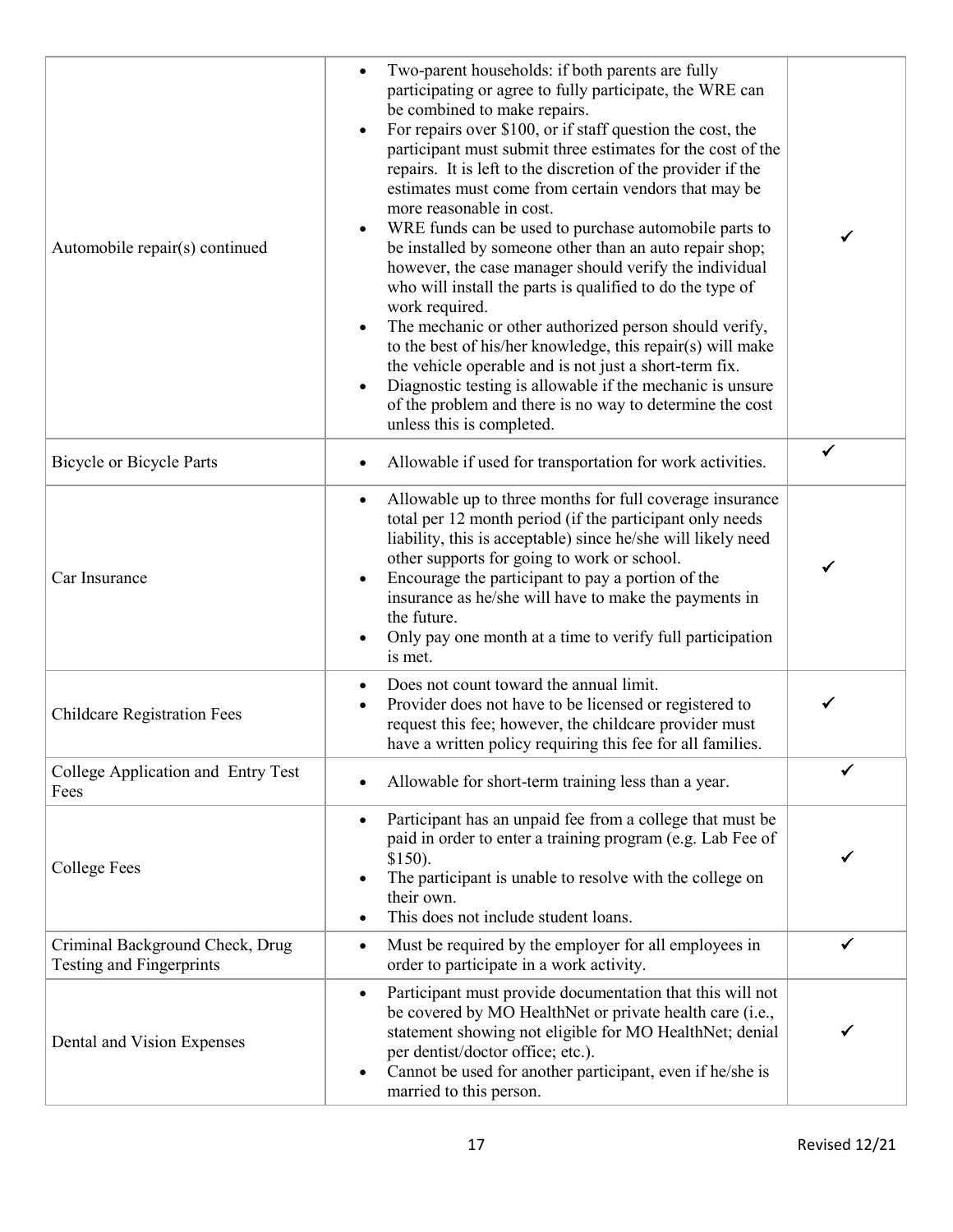| | | |
|---|---|---|
| Automobile repair(s) continued | • Two-parent households: if both parents are fully participating or agree to fully participate, the WRE can be combined to make repairs.<br>• For repairs over $100, or if staff question the cost, the participant must submit three estimates for the cost of the repairs. It is left to the discretion of the provider if the estimates must come from certain vendors that may be more reasonable in cost.<br>• WRE funds can be used to purchase automobile parts to be installed by someone other than an auto repair shop; however, the case manager should verify the individual who will install the parts is qualified to do the type of work required.<br>• The mechanic or other authorized person should verify, to the best of his/her knowledge, this repair(s) will make the vehicle operable and is not just a short-term fix.<br>• Diagnostic testing is allowable if the mechanic is unsure of the problem and there is no way to determine the cost unless this is completed. | ✓ |
| Bicycle or Bicycle Parts | • Allowable if used for transportation for work activities. | ✓ |
| Car Insurance | • Allowable up to three months for full coverage insurance total per 12 month period (if the participant only needs liability, this is acceptable) since he/she will likely need other supports for going to work or school.<br>• Encourage the participant to pay a portion of the insurance as he/she will have to make the payments in the future.<br>• Only pay one month at a time to verify full participation is met. | ✓ |
| Childcare Registration Fees | • Does not count toward the annual limit.<br>• Provider does not have to be licensed or registered to request this fee; however, the childcare provider must have a written policy requiring this fee for all families. | ✓ |
| College Application and Entry Test Fees | • Allowable for short-term training less than a year. | ✓ |
| College Fees | • Participant has an unpaid fee from a college that must be paid in order to enter a training program (e.g. Lab Fee of $150).<br>• The participant is unable to resolve with the college on their own.<br>• This does not include student loans. | ✓ |
| Criminal Background Check, Drug Testing and Fingerprints | • Must be required by the employer for all employees in order to participate in a work activity. | ✓ |
| Dental and Vision Expenses | • Participant must provide documentation that this will not be covered by MO HealthNet or private health care (i.e., statement showing not eligible for MO HealthNet; denial per dentist/doctor office; etc.).<br>• Cannot be used for another participant, even if he/she is married to this person. | ✓ |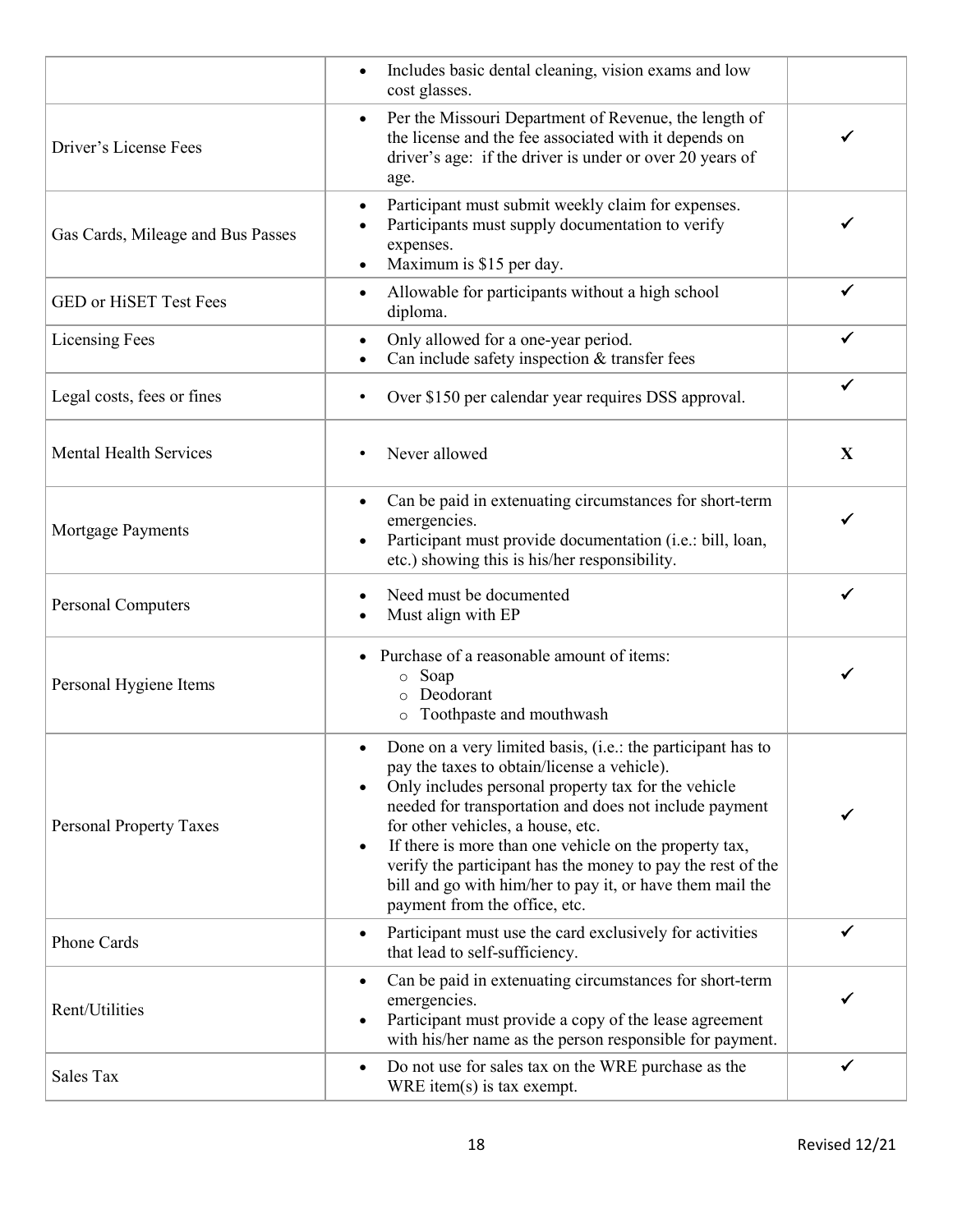| | | |
|---|---|---|
| | • Includes basic dental cleaning, vision exams and low cost glasses. | |
| Driver's License Fees | • Per the Missouri Department of Revenue, the length of the license and the fee associated with it depends on driver's age: if the driver is under or over 20 years of age. | ✓ |
| Gas Cards, Mileage and Bus Passes | • Participant must submit weekly claim for expenses.<br>• Participants must supply documentation to verify expenses.<br>• Maximum is $15 per day. | ✓ |
| GED or HiSET Test Fees | • Allowable for participants without a high school diploma. | ✓ |
| Licensing Fees | • Only allowed for a one-year period.<br>• Can include safety inspection & transfer fees | ✓ |
| Legal costs, fees or fines | • Over $150 per calendar year requires DSS approval. | ✓ |
| Mental Health Services | • Never allowed | **X** |
| Mortgage Payments | • Can be paid in extenuating circumstances for short-term emergencies.<br>• Participant must provide documentation (i.e.: bill, loan, etc.) showing this is his/her responsibility. | ✓ |
| Personal Computers | • Need must be documented<br>• Must align with EP | ✓ |
| Personal Hygiene Items | • Purchase of a reasonable amount of items:<br>  ○ Soap<br>  ○ Deodorant<br>  ○ Toothpaste and mouthwash | ✓ |
| Personal Property Taxes | • Done on a very limited basis, (i.e.: the participant has to pay the taxes to obtain/license a vehicle).<br>• Only includes personal property tax for the vehicle needed for transportation and does not include payment for other vehicles, a house, etc.<br>• If there is more than one vehicle on the property tax, verify the participant has the money to pay the rest of the bill and go with him/her to pay it, or have them mail the payment from the office, etc. | ✓ |
| Phone Cards | • Participant must use the card exclusively for activities that lead to self-sufficiency. | ✓ |
| Rent/Utilities | • Can be paid in extenuating circumstances for short-term emergencies.<br>• Participant must provide a copy of the lease agreement with his/her name as the person responsible for payment. | ✓ |
| Sales Tax | • Do not use for sales tax on the WRE purchase as the WRE item(s) is tax exempt. | ✓ |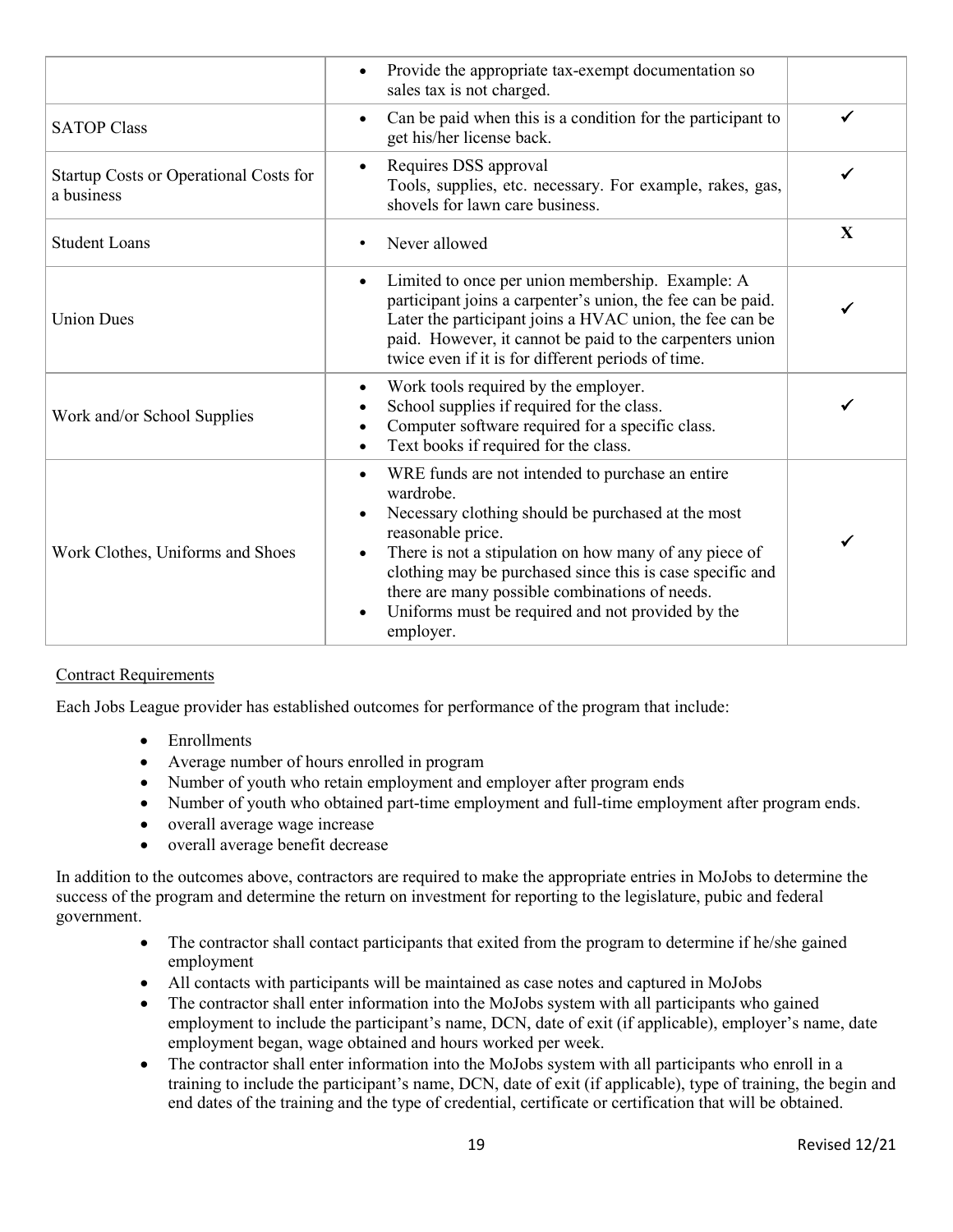| | | |
|---|---|---|
| | • Provide the appropriate tax-exempt documentation so sales tax is not charged. | |
| SATOP Class | • Can be paid when this is a condition for the participant to get his/her license back. | ✓ |
| Startup Costs or Operational Costs for a business | • Requires DSS approval<br>Tools, supplies, etc. necessary. For example, rakes, gas, shovels for lawn care business. | ✓ |
| Student Loans | • Never allowed | **X** |
| Union Dues | • Limited to once per union membership. Example: A participant joins a carpenter's union, the fee can be paid. Later the participant joins a HVAC union, the fee can be paid. However, it cannot be paid to the carpenters union twice even if it is for different periods of time. | ✓ |
| Work and/or School Supplies | • Work tools required by the employer.<br>• School supplies if required for the class.<br>• Computer software required for a specific class.<br>• Text books if required for the class. | ✓ |
| Work Clothes, Uniforms and Shoes | • WRE funds are not intended to purchase an entire wardrobe.<br>• Necessary clothing should be purchased at the most reasonable price.<br>• There is not a stipulation on how many of any piece of clothing may be purchased since this is case specific and there are many possible combinations of needs.<br>• Uniforms must be required and not provided by the employer. | ✓ |

<u>Contract Requirements</u>

Each Jobs League provider has established outcomes for performance of the program that include:

- Enrollments
- Average number of hours enrolled in program
- Number of youth who retain employment and employer after program ends
- Number of youth who obtained part-time employment and full-time employment after program ends.
- overall average wage increase
- overall average benefit decrease

In addition to the outcomes above, contractors are required to make the appropriate entries in MoJobs to determine the success of the program and determine the return on investment for reporting to the legislature, pubic and federal government.

- The contractor shall contact participants that exited from the program to determine if he/she gained employment
- All contacts with participants will be maintained as case notes and captured in MoJobs
- The contractor shall enter information into the MoJobs system with all participants who gained employment to include the participant's name, DCN, date of exit (if applicable), employer's name, date employment began, wage obtained and hours worked per week.
- The contractor shall enter information into the MoJobs system with all participants who enroll in a training to include the participant's name, DCN, date of exit (if applicable), type of training, the begin and end dates of the training and the type of credential, certificate or certification that will be obtained.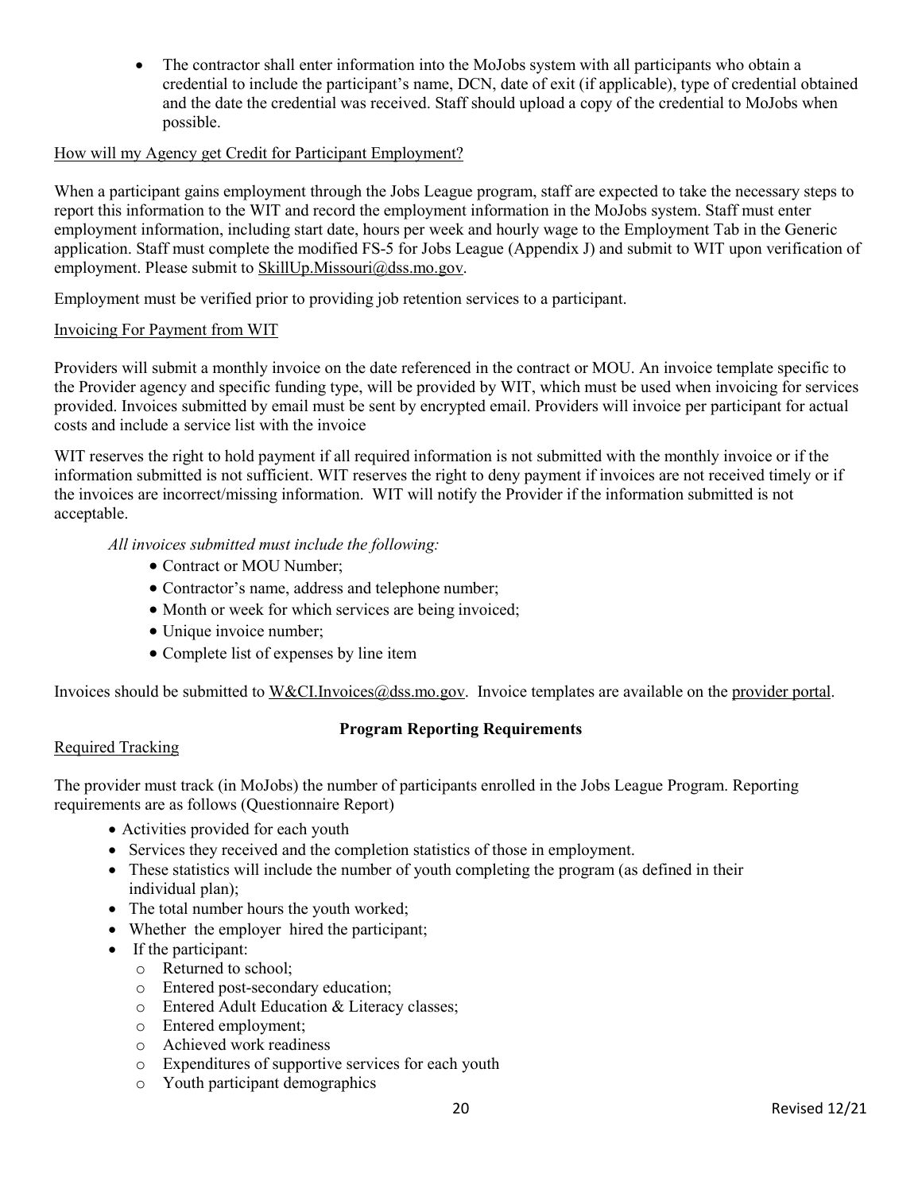- The contractor shall enter information into the MoJobs system with all participants who obtain a credential to include the participant's name, DCN, date of exit (if applicable), type of credential obtained and the date the credential was received. Staff should upload a copy of the credential to MoJobs when possible.

How will my Agency get Credit for Participant Employment?

When a participant gains employment through the Jobs League program, staff are expected to take the necessary steps to report this information to the WIT and record the employment information in the MoJobs system. Staff must enter employment information, including start date, hours per week and hourly wage to the Employment Tab in the Generic application. Staff must complete the modified FS-5 for Jobs League (Appendix J) and submit to WIT upon verification of employment. Please submit to SkillUp.Missouri@dss.mo.gov.

Employment must be verified prior to providing job retention services to a participant.

Invoicing For Payment from WIT

Providers will submit a monthly invoice on the date referenced in the contract or MOU. An invoice template specific to the Provider agency and specific funding type, will be provided by WIT, which must be used when invoicing for services provided. Invoices submitted by email must be sent by encrypted email. Providers will invoice per participant for actual costs and include a service list with the invoice

WIT reserves the right to hold payment if all required information is not submitted with the monthly invoice or if the information submitted is not sufficient. WIT reserves the right to deny payment if invoices are not received timely or if the invoices are incorrect/missing information. WIT will notify the Provider if the information submitted is not acceptable.

*All invoices submitted must include the following:*

- Contract or MOU Number;
- Contractor's name, address and telephone number;
- Month or week for which services are being invoiced;
- Unique invoice number;
- Complete list of expenses by line item

Invoices should be submitted to W&CI.Invoices@dss.mo.gov. Invoice templates are available on the provider portal.

## Program Reporting Requirements

Required Tracking

The provider must track (in MoJobs) the number of participants enrolled in the Jobs League Program. Reporting requirements are as follows (Questionnaire Report)

- Activities provided for each youth
- Services they received and the completion statistics of those in employment.
- These statistics will include the number of youth completing the program (as defined in their individual plan);
- The total number hours the youth worked;
- Whether the employer hired the participant;
- If the participant:
  - Returned to school;
  - Entered post-secondary education;
  - Entered Adult Education & Literacy classes;
  - Entered employment;
  - Achieved work readiness
  - Expenditures of supportive services for each youth
  - Youth participant demographics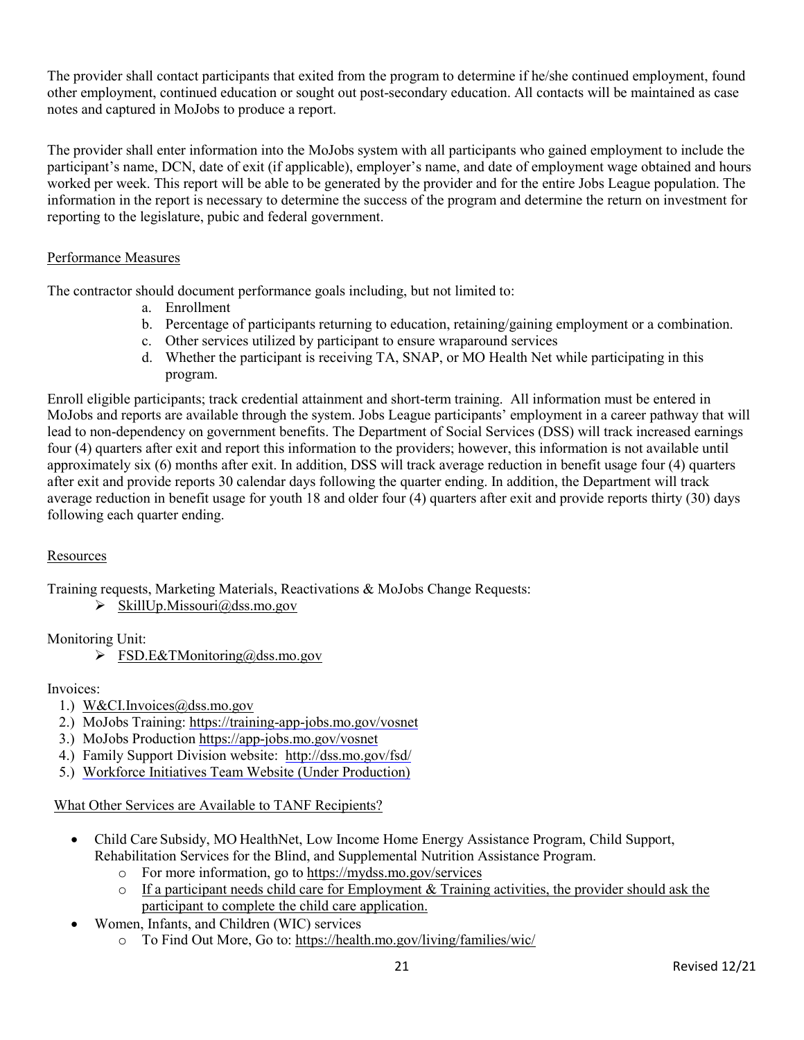The provider shall contact participants that exited from the program to determine if he/she continued employment, found other employment, continued education or sought out post-secondary education. All contacts will be maintained as case notes and captured in MoJobs to produce a report.

The provider shall enter information into the MoJobs system with all participants who gained employment to include the participant's name, DCN, date of exit (if applicable), employer's name, and date of employment wage obtained and hours worked per week. This report will be able to be generated by the provider and for the entire Jobs League population. The information in the report is necessary to determine the success of the program and determine the return on investment for reporting to the legislature, pubic and federal government.

<u>Performance Measures</u>

The contractor should document performance goals including, but not limited to:

a. Enrollment
b. Percentage of participants returning to education, retaining/gaining employment or a combination.
c. Other services utilized by participant to ensure wraparound services
d. Whether the participant is receiving TA, SNAP, or MO Health Net while participating in this program.

Enroll eligible participants; track credential attainment and short-term training. All information must be entered in MoJobs and reports are available through the system. Jobs League participants' employment in a career pathway that will lead to non-dependency on government benefits. The Department of Social Services (DSS) will track increased earnings four (4) quarters after exit and report this information to the providers; however, this information is not available until approximately six (6) months after exit. In addition, DSS will track average reduction in benefit usage four (4) quarters after exit and provide reports 30 calendar days following the quarter ending. In addition, the Department will track average reduction in benefit usage for youth 18 and older four (4) quarters after exit and provide reports thirty (30) days following each quarter ending.

<u>Resources</u>

Training requests, Marketing Materials, Reactivations & MoJobs Change Requests:

- SkillUp.Missouri@dss.mo.gov

Monitoring Unit:

- FSD.E&TMonitoring@dss.mo.gov

Invoices:

1.) W&CI.Invoices@dss.mo.gov
2.) MoJobs Training: https://training-app-jobs.mo.gov/vosnet
3.) MoJobs Production https://app-jobs.mo.gov/vosnet
4.) Family Support Division website: http://dss.mo.gov/fsd/
5.) Workforce Initiatives Team Website (Under Production)

<u>What Other Services are Available to TANF Recipients?</u>

- Child Care Subsidy, MO HealthNet, Low Income Home Energy Assistance Program, Child Support, Rehabilitation Services for the Blind, and Supplemental Nutrition Assistance Program.
  - For more information, go to https://mydss.mo.gov/services
  - <u>If a participant needs child care for Employment & Training activities, the provider should ask the participant to complete the child care application.</u>
- Women, Infants, and Children (WIC) services
  - To Find Out More, Go to: https://health.mo.gov/living/families/wic/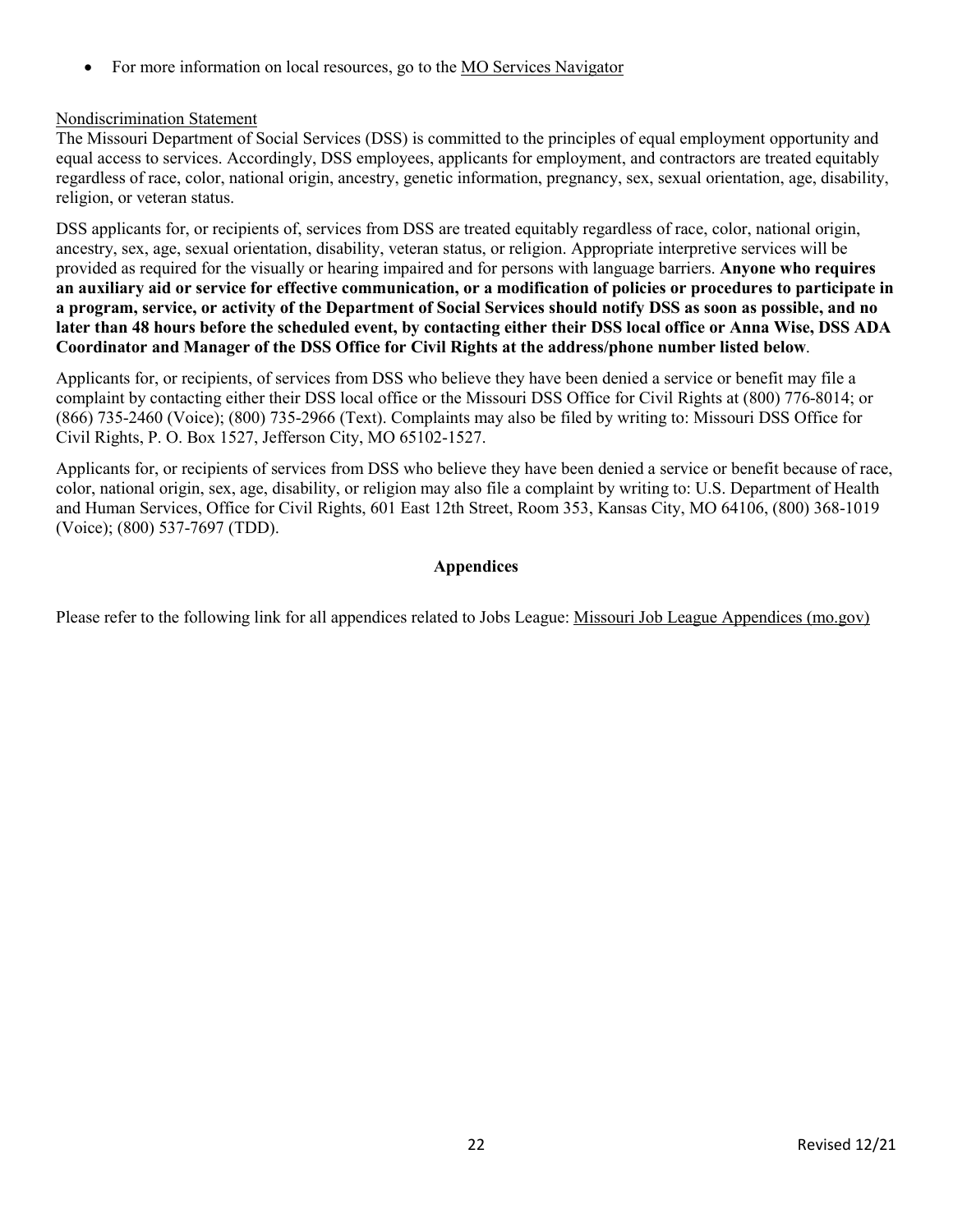- For more information on local resources, go to the MO Services Navigator

Nondiscrimination Statement

The Missouri Department of Social Services (DSS) is committed to the principles of equal employment opportunity and equal access to services. Accordingly, DSS employees, applicants for employment, and contractors are treated equitably regardless of race, color, national origin, ancestry, genetic information, pregnancy, sex, sexual orientation, age, disability, religion, or veteran status.

DSS applicants for, or recipients of, services from DSS are treated equitably regardless of race, color, national origin, ancestry, sex, age, sexual orientation, disability, veteran status, or religion. Appropriate interpretive services will be provided as required for the visually or hearing impaired and for persons with language barriers. **Anyone who requires an auxiliary aid or service for effective communication, or a modification of policies or procedures to participate in a program, service, or activity of the Department of Social Services should notify DSS as soon as possible, and no later than 48 hours before the scheduled event, by contacting either their DSS local office or Anna Wise, DSS ADA Coordinator and Manager of the DSS Office for Civil Rights at the address/phone number listed below**.

Applicants for, or recipients, of services from DSS who believe they have been denied a service or benefit may file a complaint by contacting either their DSS local office or the Missouri DSS Office for Civil Rights at (800) 776-8014; or (866) 735-2460 (Voice); (800) 735-2966 (Text). Complaints may also be filed by writing to: Missouri DSS Office for Civil Rights, P. O. Box 1527, Jefferson City, MO 65102-1527.

Applicants for, or recipients of services from DSS who believe they have been denied a service or benefit because of race, color, national origin, sex, age, disability, or religion may also file a complaint by writing to: U.S. Department of Health and Human Services, Office for Civil Rights, 601 East 12th Street, Room 353, Kansas City, MO 64106, (800) 368-1019 (Voice); (800) 537-7697 (TDD).

## Appendices

Please refer to the following link for all appendices related to Jobs League: Missouri Job League Appendices (mo.gov)